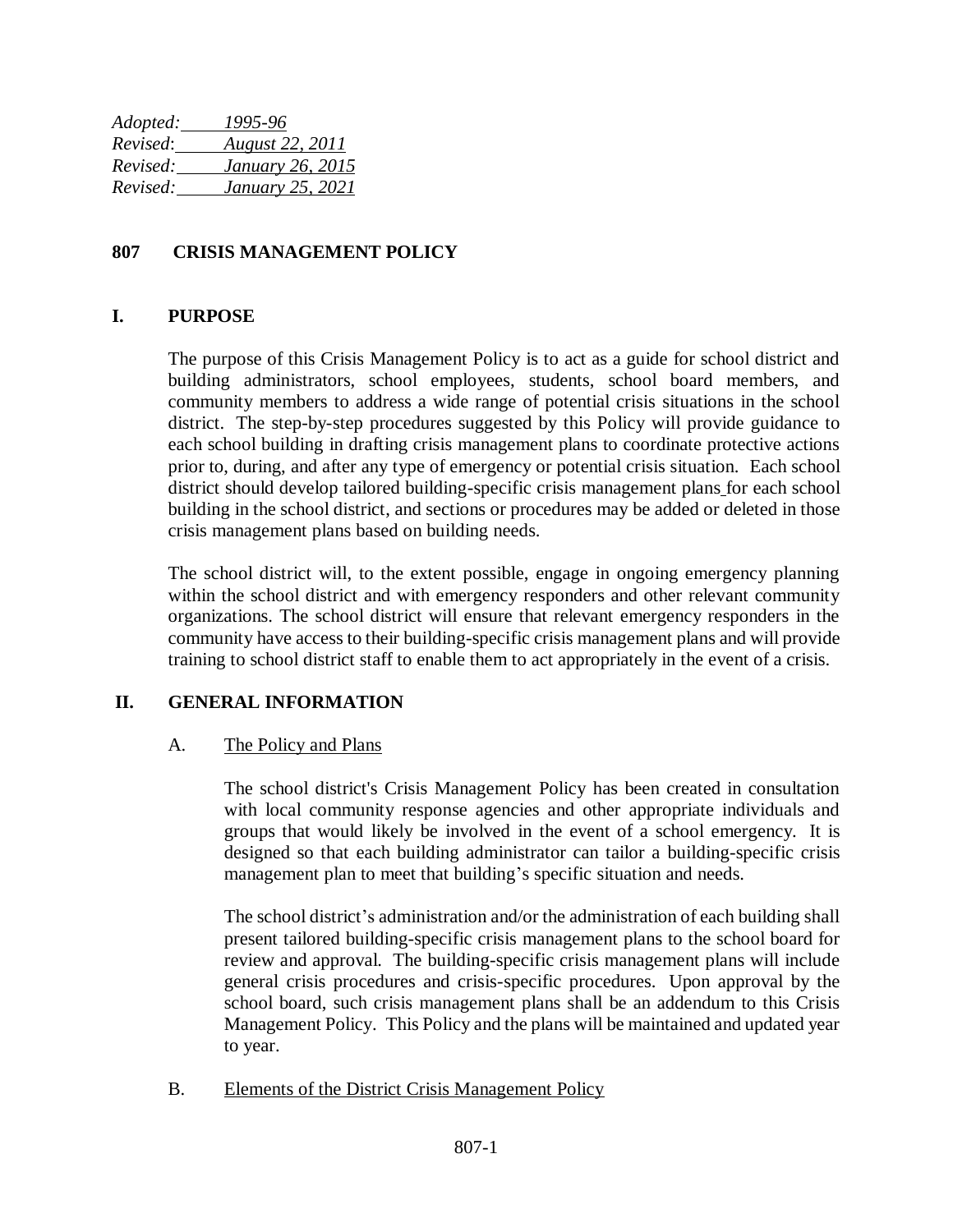*Adopted:* *1995-96*
*Revised*: *August 22, 2011*
*Revised:* *January 26, 2015*
*Revised:* *January 25, 2021*

## 807 CRISIS MANAGEMENT POLICY

### I. PURPOSE

The purpose of this Crisis Management Policy is to act as a guide for school district and building administrators, school employees, students, school board members, and community members to address a wide range of potential crisis situations in the school district. The step-by-step procedures suggested by this Policy will provide guidance to each school building in drafting crisis management plans to coordinate protective actions prior to, during, and after any type of emergency or potential crisis situation. Each school district should develop tailored building-specific crisis management plans for each school building in the school district, and sections or procedures may be added or deleted in those crisis management plans based on building needs.

The school district will, to the extent possible, engage in ongoing emergency planning within the school district and with emergency responders and other relevant community organizations. The school district will ensure that relevant emergency responders in the community have access to their building-specific crisis management plans and will provide training to school district staff to enable them to act appropriately in the event of a crisis.

### II. GENERAL INFORMATION

A. The Policy and Plans

The school district's Crisis Management Policy has been created in consultation with local community response agencies and other appropriate individuals and groups that would likely be involved in the event of a school emergency. It is designed so that each building administrator can tailor a building-specific crisis management plan to meet that building's specific situation and needs.

The school district's administration and/or the administration of each building shall present tailored building-specific crisis management plans to the school board for review and approval. The building-specific crisis management plans will include general crisis procedures and crisis-specific procedures. Upon approval by the school board, such crisis management plans shall be an addendum to this Crisis Management Policy. This Policy and the plans will be maintained and updated year to year.

B. Elements of the District Crisis Management Policy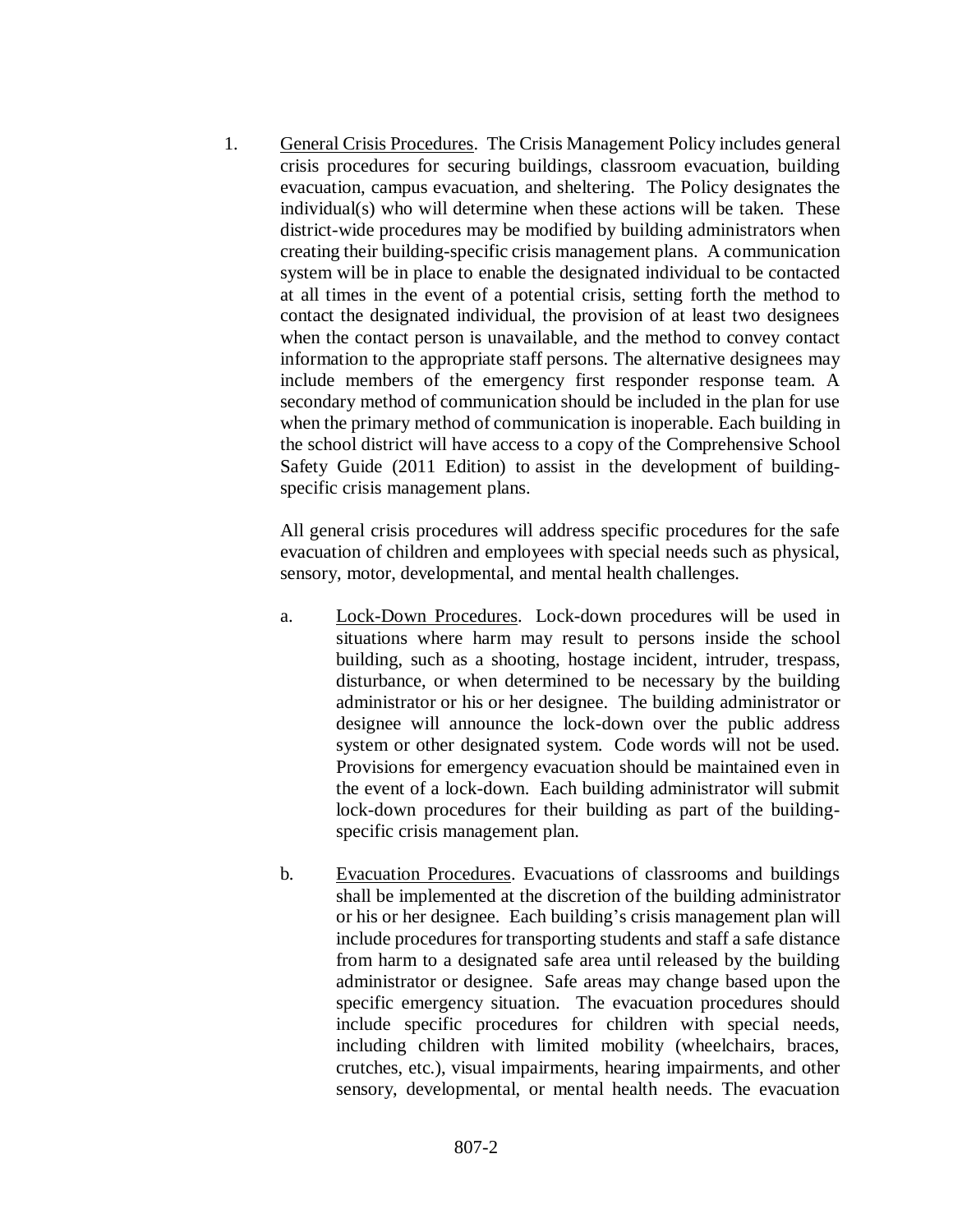1. <u>General Crisis Procedures</u>. The Crisis Management Policy includes general crisis procedures for securing buildings, classroom evacuation, building evacuation, campus evacuation, and sheltering. The Policy designates the individual(s) who will determine when these actions will be taken. These district-wide procedures may be modified by building administrators when creating their building-specific crisis management plans. A communication system will be in place to enable the designated individual to be contacted at all times in the event of a potential crisis, setting forth the method to contact the designated individual, the provision of at least two designees when the contact person is unavailable, and the method to convey contact information to the appropriate staff persons. The alternative designees may include members of the emergency first responder response team. A secondary method of communication should be included in the plan for use when the primary method of communication is inoperable. Each building in the school district will have access to a copy of the Comprehensive School Safety Guide (2011 Edition) to assist in the development of building-specific crisis management plans.

   All general crisis procedures will address specific procedures for the safe evacuation of children and employees with special needs such as physical, sensory, motor, developmental, and mental health challenges.

   a. <u>Lock-Down Procedures</u>. Lock-down procedures will be used in situations where harm may result to persons inside the school building, such as a shooting, hostage incident, intruder, trespass, disturbance, or when determined to be necessary by the building administrator or his or her designee. The building administrator or designee will announce the lock-down over the public address system or other designated system. Code words will not be used. Provisions for emergency evacuation should be maintained even in the event of a lock-down. Each building administrator will submit lock-down procedures for their building as part of the building-specific crisis management plan.

   b. <u>Evacuation Procedures</u>. Evacuations of classrooms and buildings shall be implemented at the discretion of the building administrator or his or her designee. Each building's crisis management plan will include procedures for transporting students and staff a safe distance from harm to a designated safe area until released by the building administrator or designee. Safe areas may change based upon the specific emergency situation. The evacuation procedures should include specific procedures for children with special needs, including children with limited mobility (wheelchairs, braces, crutches, etc.), visual impairments, hearing impairments, and other sensory, developmental, or mental health needs. The evacuation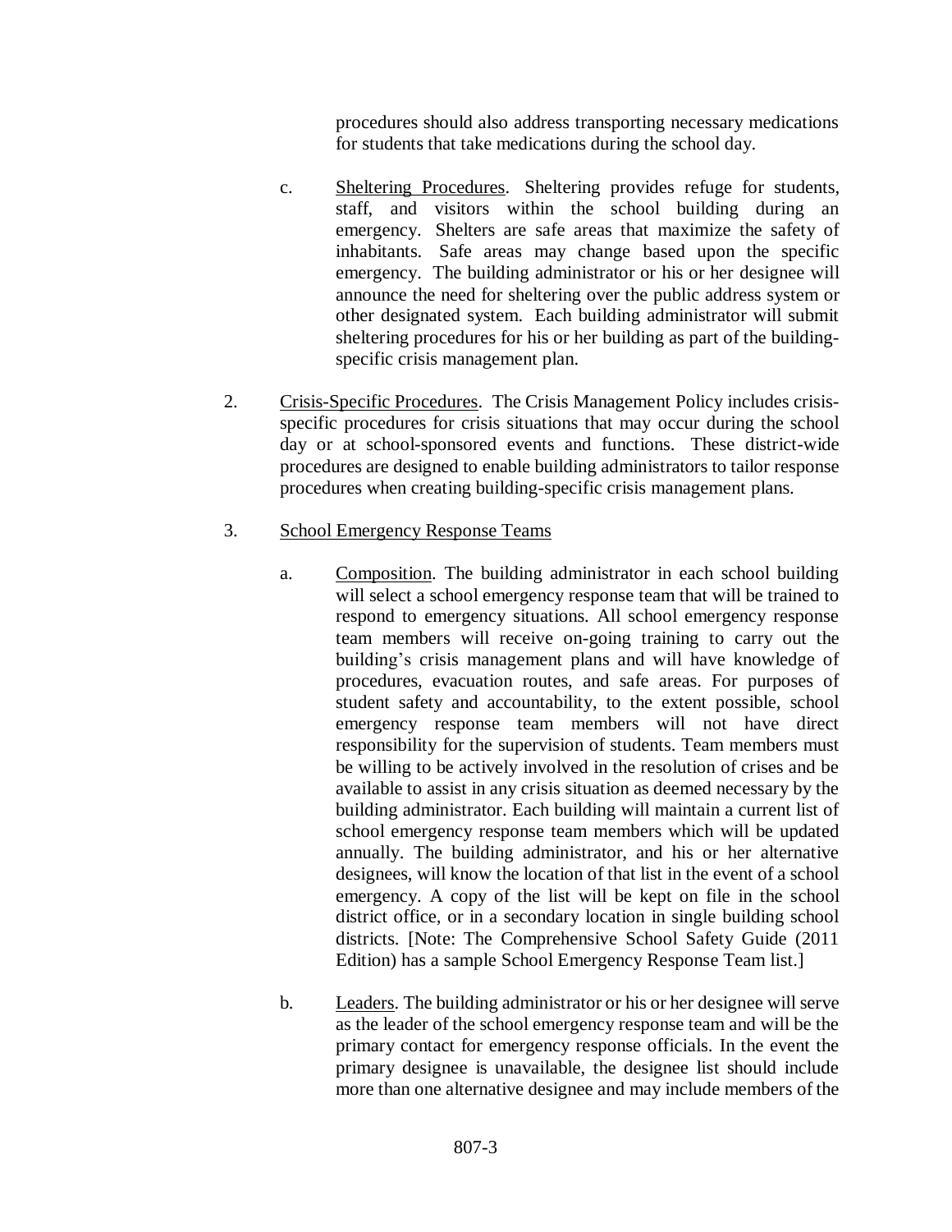procedures should also address transporting necessary medications for students that take medications during the school day.

c. Sheltering Procedures. Sheltering provides refuge for students, staff, and visitors within the school building during an emergency. Shelters are safe areas that maximize the safety of inhabitants. Safe areas may change based upon the specific emergency. The building administrator or his or her designee will announce the need for sheltering over the public address system or other designated system. Each building administrator will submit sheltering procedures for his or her building as part of the building-specific crisis management plan.

2. Crisis-Specific Procedures. The Crisis Management Policy includes crisis-specific procedures for crisis situations that may occur during the school day or at school-sponsored events and functions. These district-wide procedures are designed to enable building administrators to tailor response procedures when creating building-specific crisis management plans.

3. School Emergency Response Teams

a. Composition. The building administrator in each school building will select a school emergency response team that will be trained to respond to emergency situations. All school emergency response team members will receive on-going training to carry out the building's crisis management plans and will have knowledge of procedures, evacuation routes, and safe areas. For purposes of student safety and accountability, to the extent possible, school emergency response team members will not have direct responsibility for the supervision of students. Team members must be willing to be actively involved in the resolution of crises and be available to assist in any crisis situation as deemed necessary by the building administrator. Each building will maintain a current list of school emergency response team members which will be updated annually. The building administrator, and his or her alternative designees, will know the location of that list in the event of a school emergency. A copy of the list will be kept on file in the school district office, or in a secondary location in single building school districts. [Note: The Comprehensive School Safety Guide (2011 Edition) has a sample School Emergency Response Team list.]

b. Leaders. The building administrator or his or her designee will serve as the leader of the school emergency response team and will be the primary contact for emergency response officials. In the event the primary designee is unavailable, the designee list should include more than one alternative designee and may include members of the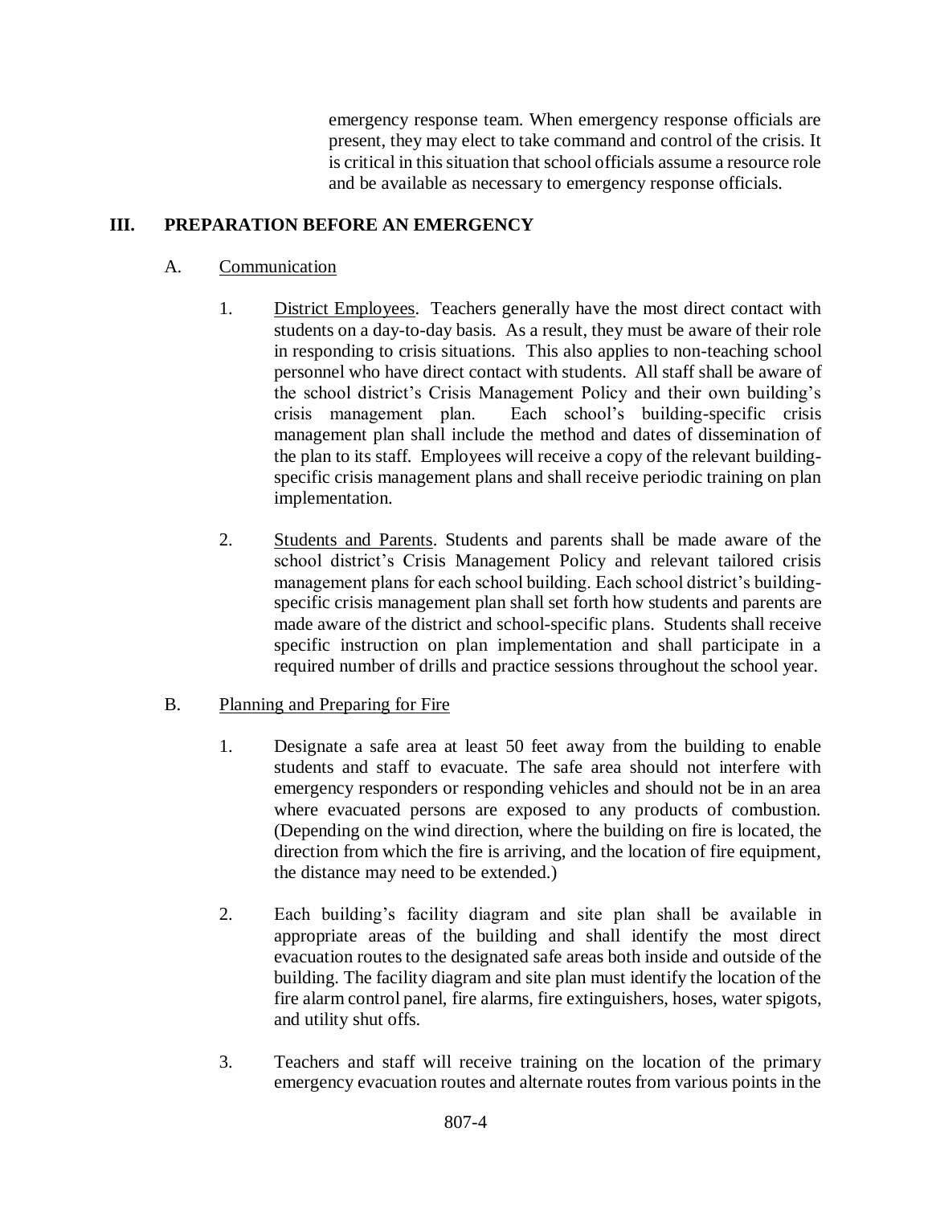emergency response team. When emergency response officials are present, they may elect to take command and control of the crisis. It is critical in this situation that school officials assume a resource role and be available as necessary to emergency response officials.

## III. PREPARATION BEFORE AN EMERGENCY

### A. Communication

1. District Employees. Teachers generally have the most direct contact with students on a day-to-day basis. As a result, they must be aware of their role in responding to crisis situations. This also applies to non-teaching school personnel who have direct contact with students. All staff shall be aware of the school district's Crisis Management Policy and their own building's crisis management plan. Each school's building-specific crisis management plan shall include the method and dates of dissemination of the plan to its staff. Employees will receive a copy of the relevant building-specific crisis management plans and shall receive periodic training on plan implementation.

2. Students and Parents. Students and parents shall be made aware of the school district's Crisis Management Policy and relevant tailored crisis management plans for each school building. Each school district's building-specific crisis management plan shall set forth how students and parents are made aware of the district and school-specific plans. Students shall receive specific instruction on plan implementation and shall participate in a required number of drills and practice sessions throughout the school year.

### B. Planning and Preparing for Fire

1. Designate a safe area at least 50 feet away from the building to enable students and staff to evacuate. The safe area should not interfere with emergency responders or responding vehicles and should not be in an area where evacuated persons are exposed to any products of combustion. (Depending on the wind direction, where the building on fire is located, the direction from which the fire is arriving, and the location of fire equipment, the distance may need to be extended.)

2. Each building's facility diagram and site plan shall be available in appropriate areas of the building and shall identify the most direct evacuation routes to the designated safe areas both inside and outside of the building. The facility diagram and site plan must identify the location of the fire alarm control panel, fire alarms, fire extinguishers, hoses, water spigots, and utility shut offs.

3. Teachers and staff will receive training on the location of the primary emergency evacuation routes and alternate routes from various points in the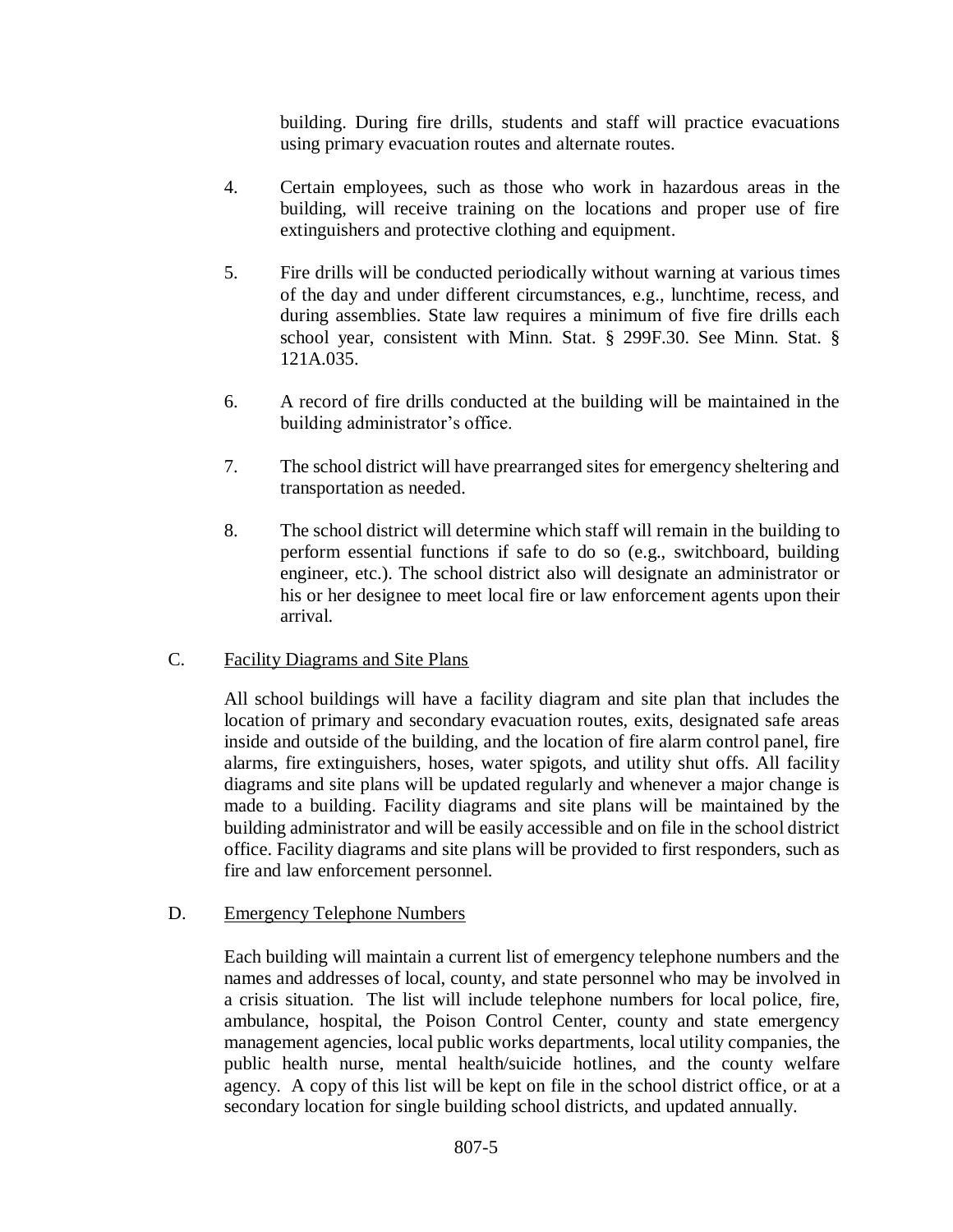building. During fire drills, students and staff will practice evacuations using primary evacuation routes and alternate routes.

4. Certain employees, such as those who work in hazardous areas in the building, will receive training on the locations and proper use of fire extinguishers and protective clothing and equipment.

5. Fire drills will be conducted periodically without warning at various times of the day and under different circumstances, e.g., lunchtime, recess, and during assemblies. State law requires a minimum of five fire drills each school year, consistent with Minn. Stat. § 299F.30. See Minn. Stat. § 121A.035.

6. A record of fire drills conducted at the building will be maintained in the building administrator's office.

7. The school district will have prearranged sites for emergency sheltering and transportation as needed.

8. The school district will determine which staff will remain in the building to perform essential functions if safe to do so (e.g., switchboard, building engineer, etc.). The school district also will designate an administrator or his or her designee to meet local fire or law enforcement agents upon their arrival.

C. Facility Diagrams and Site Plans

All school buildings will have a facility diagram and site plan that includes the location of primary and secondary evacuation routes, exits, designated safe areas inside and outside of the building, and the location of fire alarm control panel, fire alarms, fire extinguishers, hoses, water spigots, and utility shut offs. All facility diagrams and site plans will be updated regularly and whenever a major change is made to a building. Facility diagrams and site plans will be maintained by the building administrator and will be easily accessible and on file in the school district office. Facility diagrams and site plans will be provided to first responders, such as fire and law enforcement personnel.

D. Emergency Telephone Numbers

Each building will maintain a current list of emergency telephone numbers and the names and addresses of local, county, and state personnel who may be involved in a crisis situation. The list will include telephone numbers for local police, fire, ambulance, hospital, the Poison Control Center, county and state emergency management agencies, local public works departments, local utility companies, the public health nurse, mental health/suicide hotlines, and the county welfare agency. A copy of this list will be kept on file in the school district office, or at a secondary location for single building school districts, and updated annually.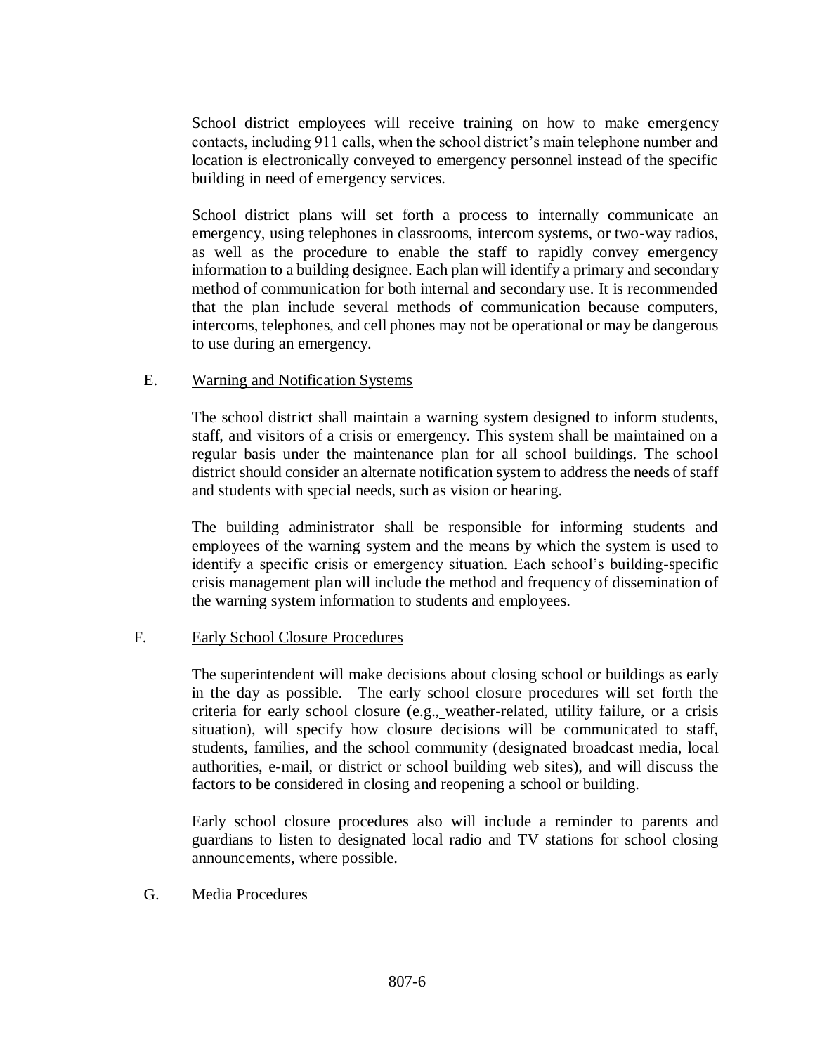School district employees will receive training on how to make emergency contacts, including 911 calls, when the school district's main telephone number and location is electronically conveyed to emergency personnel instead of the specific building in need of emergency services.

School district plans will set forth a process to internally communicate an emergency, using telephones in classrooms, intercom systems, or two-way radios, as well as the procedure to enable the staff to rapidly convey emergency information to a building designee. Each plan will identify a primary and secondary method of communication for both internal and secondary use. It is recommended that the plan include several methods of communication because computers, intercoms, telephones, and cell phones may not be operational or may be dangerous to use during an emergency.

E. Warning and Notification Systems

The school district shall maintain a warning system designed to inform students, staff, and visitors of a crisis or emergency. This system shall be maintained on a regular basis under the maintenance plan for all school buildings. The school district should consider an alternate notification system to address the needs of staff and students with special needs, such as vision or hearing.

The building administrator shall be responsible for informing students and employees of the warning system and the means by which the system is used to identify a specific crisis or emergency situation. Each school's building-specific crisis management plan will include the method and frequency of dissemination of the warning system information to students and employees.

F. Early School Closure Procedures

The superintendent will make decisions about closing school or buildings as early in the day as possible. The early school closure procedures will set forth the criteria for early school closure (e.g., weather-related, utility failure, or a crisis situation), will specify how closure decisions will be communicated to staff, students, families, and the school community (designated broadcast media, local authorities, e-mail, or district or school building web sites), and will discuss the factors to be considered in closing and reopening a school or building.

Early school closure procedures also will include a reminder to parents and guardians to listen to designated local radio and TV stations for school closing announcements, where possible.

G. Media Procedures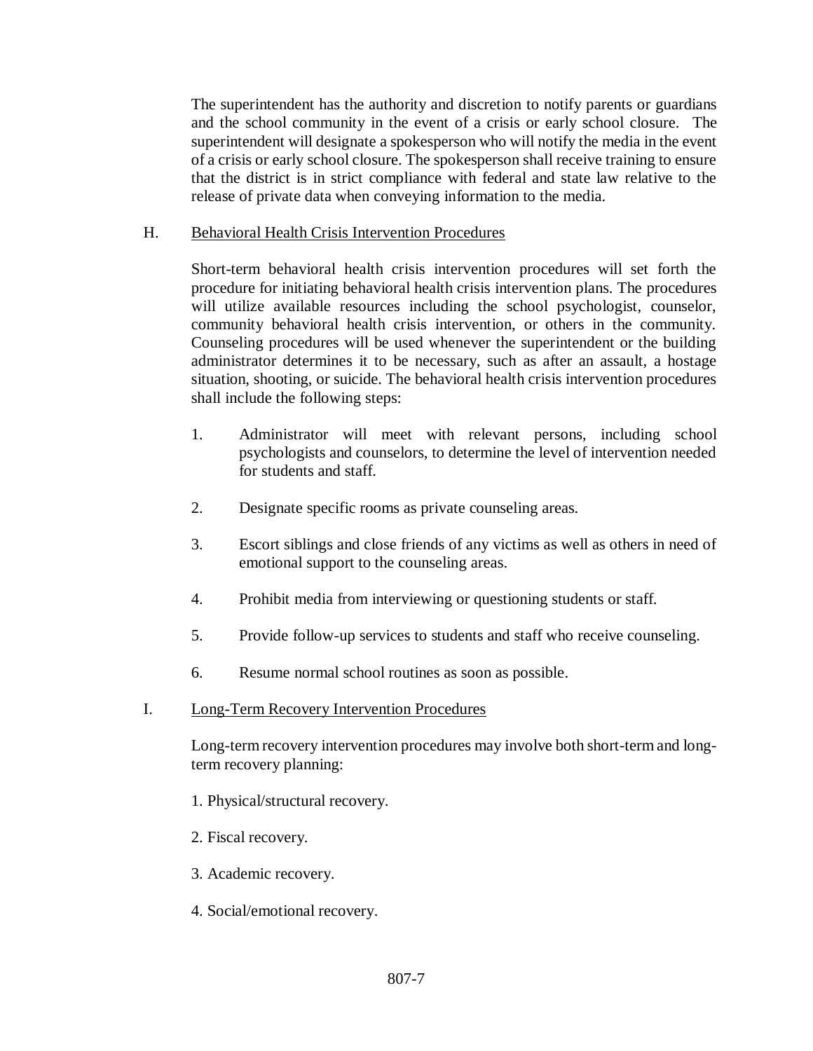The superintendent has the authority and discretion to notify parents or guardians and the school community in the event of a crisis or early school closure. The superintendent will designate a spokesperson who will notify the media in the event of a crisis or early school closure. The spokesperson shall receive training to ensure that the district is in strict compliance with federal and state law relative to the release of private data when conveying information to the media.

H. <u>Behavioral Health Crisis Intervention Procedures</u>

Short-term behavioral health crisis intervention procedures will set forth the procedure for initiating behavioral health crisis intervention plans. The procedures will utilize available resources including the school psychologist, counselor, community behavioral health crisis intervention, or others in the community. Counseling procedures will be used whenever the superintendent or the building administrator determines it to be necessary, such as after an assault, a hostage situation, shooting, or suicide. The behavioral health crisis intervention procedures shall include the following steps:

1. Administrator will meet with relevant persons, including school psychologists and counselors, to determine the level of intervention needed for students and staff.

2. Designate specific rooms as private counseling areas.

3. Escort siblings and close friends of any victims as well as others in need of emotional support to the counseling areas.

4. Prohibit media from interviewing or questioning students or staff.

5. Provide follow-up services to students and staff who receive counseling.

6. Resume normal school routines as soon as possible.

I. <u>Long-Term Recovery Intervention Procedures</u>

Long-term recovery intervention procedures may involve both short-term and long-term recovery planning:

1. Physical/structural recovery.

2. Fiscal recovery.

3. Academic recovery.

4. Social/emotional recovery.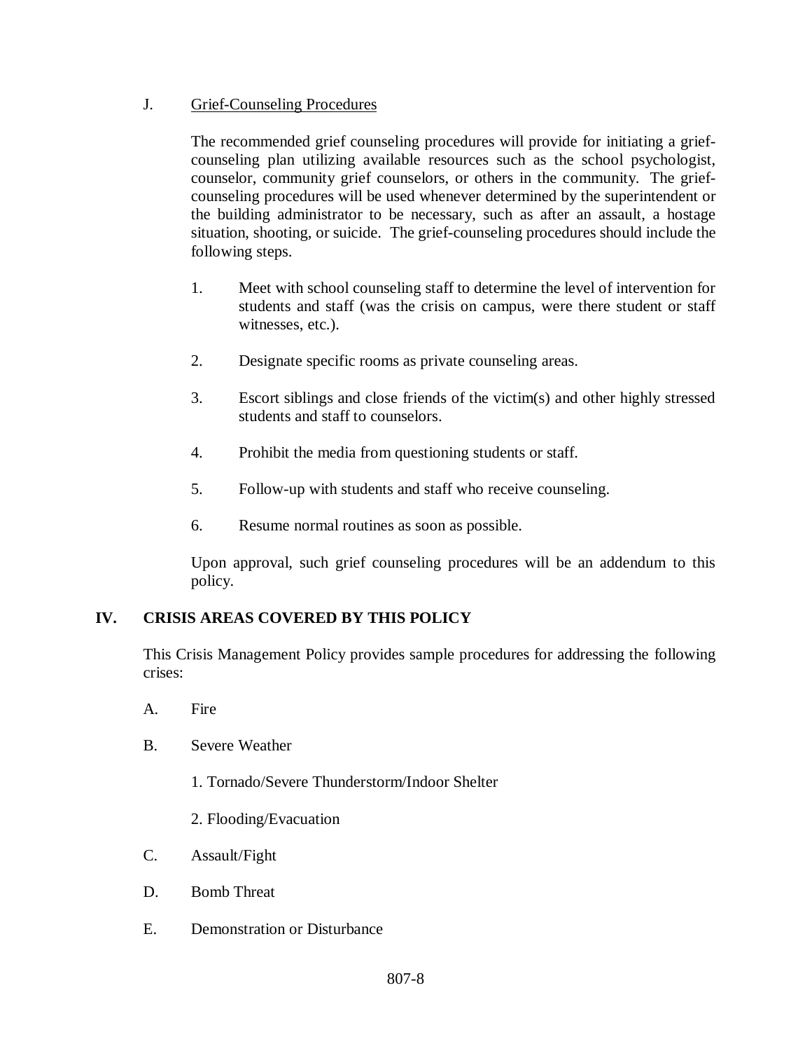J. Grief-Counseling Procedures

The recommended grief counseling procedures will provide for initiating a grief-counseling plan utilizing available resources such as the school psychologist, counselor, community grief counselors, or others in the community. The grief-counseling procedures will be used whenever determined by the superintendent or the building administrator to be necessary, such as after an assault, a hostage situation, shooting, or suicide. The grief-counseling procedures should include the following steps.

1. Meet with school counseling staff to determine the level of intervention for students and staff (was the crisis on campus, were there student or staff witnesses, etc.).

2. Designate specific rooms as private counseling areas.

3. Escort siblings and close friends of the victim(s) and other highly stressed students and staff to counselors.

4. Prohibit the media from questioning students or staff.

5. Follow-up with students and staff who receive counseling.

6. Resume normal routines as soon as possible.

Upon approval, such grief counseling procedures will be an addendum to this policy.

## IV. CRISIS AREAS COVERED BY THIS POLICY

This Crisis Management Policy provides sample procedures for addressing the following crises:

A. Fire

B. Severe Weather

  1. Tornado/Severe Thunderstorm/Indoor Shelter

  2. Flooding/Evacuation

C. Assault/Fight

D. Bomb Threat

E. Demonstration or Disturbance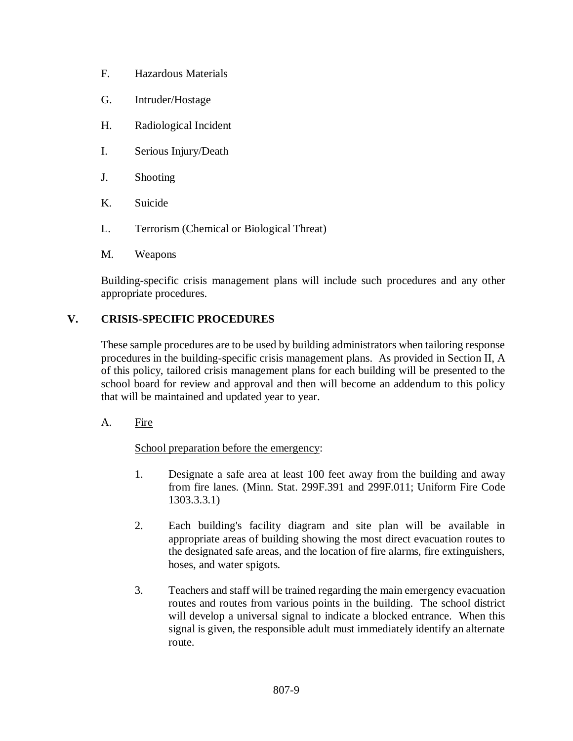F. Hazardous Materials

G. Intruder/Hostage

H. Radiological Incident

I. Serious Injury/Death

J. Shooting

K. Suicide

L. Terrorism (Chemical or Biological Threat)

M. Weapons

Building-specific crisis management plans will include such procedures and any other appropriate procedures.

## V. CRISIS-SPECIFIC PROCEDURES

These sample procedures are to be used by building administrators when tailoring response procedures in the building-specific crisis management plans. As provided in Section II, A of this policy, tailored crisis management plans for each building will be presented to the school board for review and approval and then will become an addendum to this policy that will be maintained and updated year to year.

A. <u>Fire</u>

<u>School preparation before the emergency</u>:

1. Designate a safe area at least 100 feet away from the building and away from fire lanes. (Minn. Stat. 299F.391 and 299F.011; Uniform Fire Code 1303.3.3.1)

2. Each building's facility diagram and site plan will be available in appropriate areas of building showing the most direct evacuation routes to the designated safe areas, and the location of fire alarms, fire extinguishers, hoses, and water spigots.

3. Teachers and staff will be trained regarding the main emergency evacuation routes and routes from various points in the building. The school district will develop a universal signal to indicate a blocked entrance. When this signal is given, the responsible adult must immediately identify an alternate route.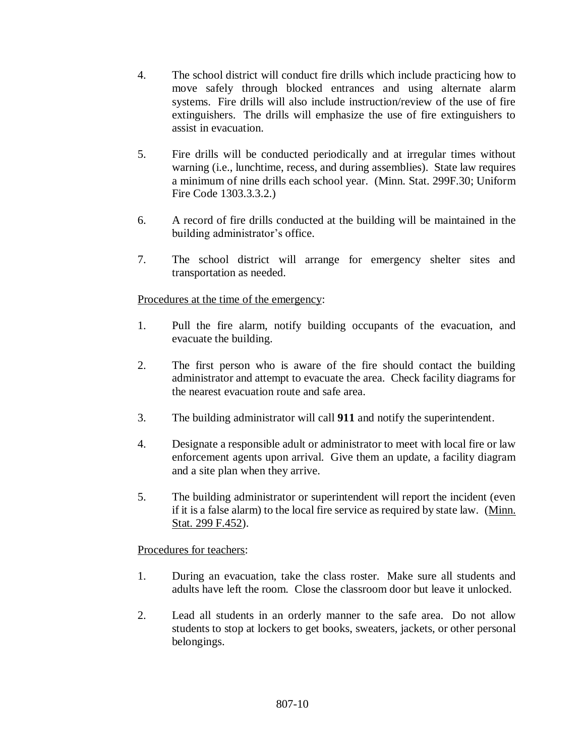4. The school district will conduct fire drills which include practicing how to move safely through blocked entrances and using alternate alarm systems. Fire drills will also include instruction/review of the use of fire extinguishers. The drills will emphasize the use of fire extinguishers to assist in evacuation.

5. Fire drills will be conducted periodically and at irregular times without warning (i.e., lunchtime, recess, and during assemblies). State law requires a minimum of nine drills each school year. (Minn. Stat. 299F.30; Uniform Fire Code 1303.3.3.2.)

6. A record of fire drills conducted at the building will be maintained in the building administrator's office.

7. The school district will arrange for emergency shelter sites and transportation as needed.

<u>Procedures at the time of the emergency</u>:

1. Pull the fire alarm, notify building occupants of the evacuation, and evacuate the building.

2. The first person who is aware of the fire should contact the building administrator and attempt to evacuate the area. Check facility diagrams for the nearest evacuation route and safe area.

3. The building administrator will call **911** and notify the superintendent.

4. Designate a responsible adult or administrator to meet with local fire or law enforcement agents upon arrival. Give them an update, a facility diagram and a site plan when they arrive.

5. The building administrator or superintendent will report the incident (even if it is a false alarm) to the local fire service as required by state law. (<u>Minn. Stat. 299 F.452</u>).

<u>Procedures for teachers</u>:

1. During an evacuation, take the class roster. Make sure all students and adults have left the room. Close the classroom door but leave it unlocked.

2. Lead all students in an orderly manner to the safe area. Do not allow students to stop at lockers to get books, sweaters, jackets, or other personal belongings.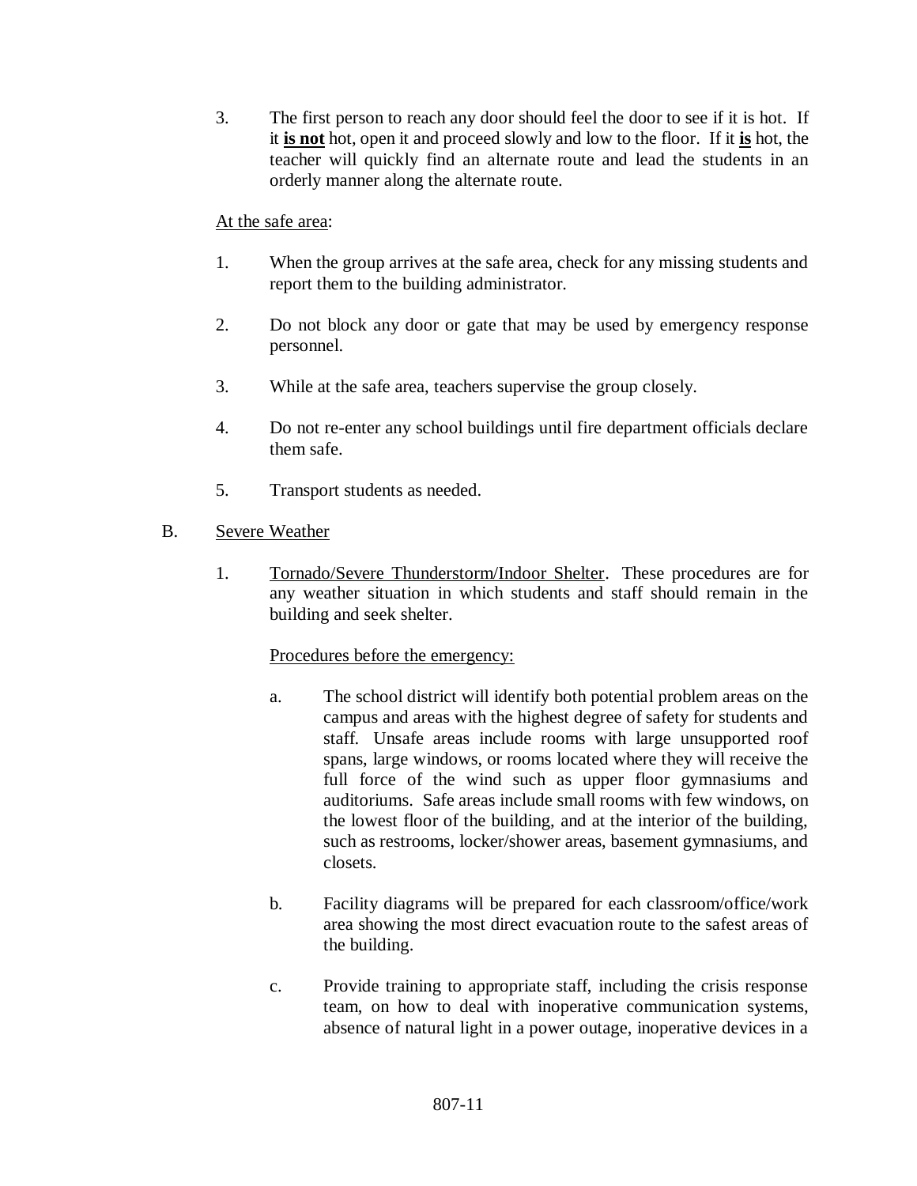3. The first person to reach any door should feel the door to see if it is hot. If it **<u>is not</u>** hot, open it and proceed slowly and low to the floor. If it **<u>is</u>** hot, the teacher will quickly find an alternate route and lead the students in an orderly manner along the alternate route.

<u>At the safe area</u>:

1. When the group arrives at the safe area, check for any missing students and report them to the building administrator.

2. Do not block any door or gate that may be used by emergency response personnel.

3. While at the safe area, teachers supervise the group closely.

4. Do not re-enter any school buildings until fire department officials declare them safe.

5. Transport students as needed.

B. <u>Severe Weather</u>

1. <u>Tornado/Severe Thunderstorm/Indoor Shelter</u>. These procedures are for any weather situation in which students and staff should remain in the building and seek shelter.

   <u>Procedures before the emergency:</u>

   a. The school district will identify both potential problem areas on the campus and areas with the highest degree of safety for students and staff. Unsafe areas include rooms with large unsupported roof spans, large windows, or rooms located where they will receive the full force of the wind such as upper floor gymnasiums and auditoriums. Safe areas include small rooms with few windows, on the lowest floor of the building, and at the interior of the building, such as restrooms, locker/shower areas, basement gymnasiums, and closets.

   b. Facility diagrams will be prepared for each classroom/office/work area showing the most direct evacuation route to the safest areas of the building.

   c. Provide training to appropriate staff, including the crisis response team, on how to deal with inoperative communication systems, absence of natural light in a power outage, inoperative devices in a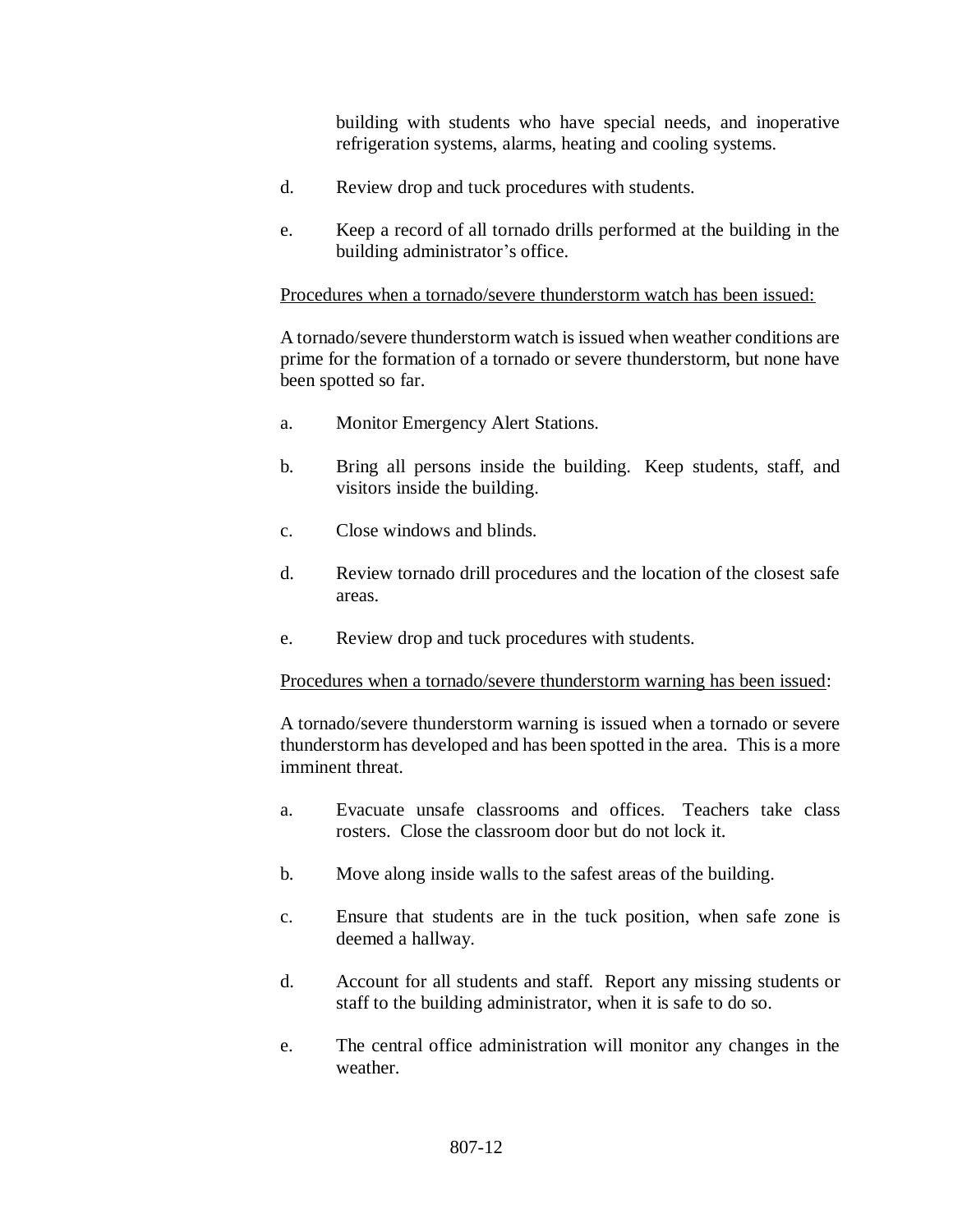building with students who have special needs, and inoperative refrigeration systems, alarms, heating and cooling systems.

d. Review drop and tuck procedures with students.

e. Keep a record of all tornado drills performed at the building in the building administrator's office.

<u>Procedures when a tornado/severe thunderstorm watch has been issued:</u>

A tornado/severe thunderstorm watch is issued when weather conditions are prime for the formation of a tornado or severe thunderstorm, but none have been spotted so far.

a. Monitor Emergency Alert Stations.

b. Bring all persons inside the building. Keep students, staff, and visitors inside the building.

c. Close windows and blinds.

d. Review tornado drill procedures and the location of the closest safe areas.

e. Review drop and tuck procedures with students.

<u>Procedures when a tornado/severe thunderstorm warning has been issued</u>:

A tornado/severe thunderstorm warning is issued when a tornado or severe thunderstorm has developed and has been spotted in the area. This is a more imminent threat.

a. Evacuate unsafe classrooms and offices. Teachers take class rosters. Close the classroom door but do not lock it.

b. Move along inside walls to the safest areas of the building.

c. Ensure that students are in the tuck position, when safe zone is deemed a hallway.

d. Account for all students and staff. Report any missing students or staff to the building administrator, when it is safe to do so.

e. The central office administration will monitor any changes in the weather.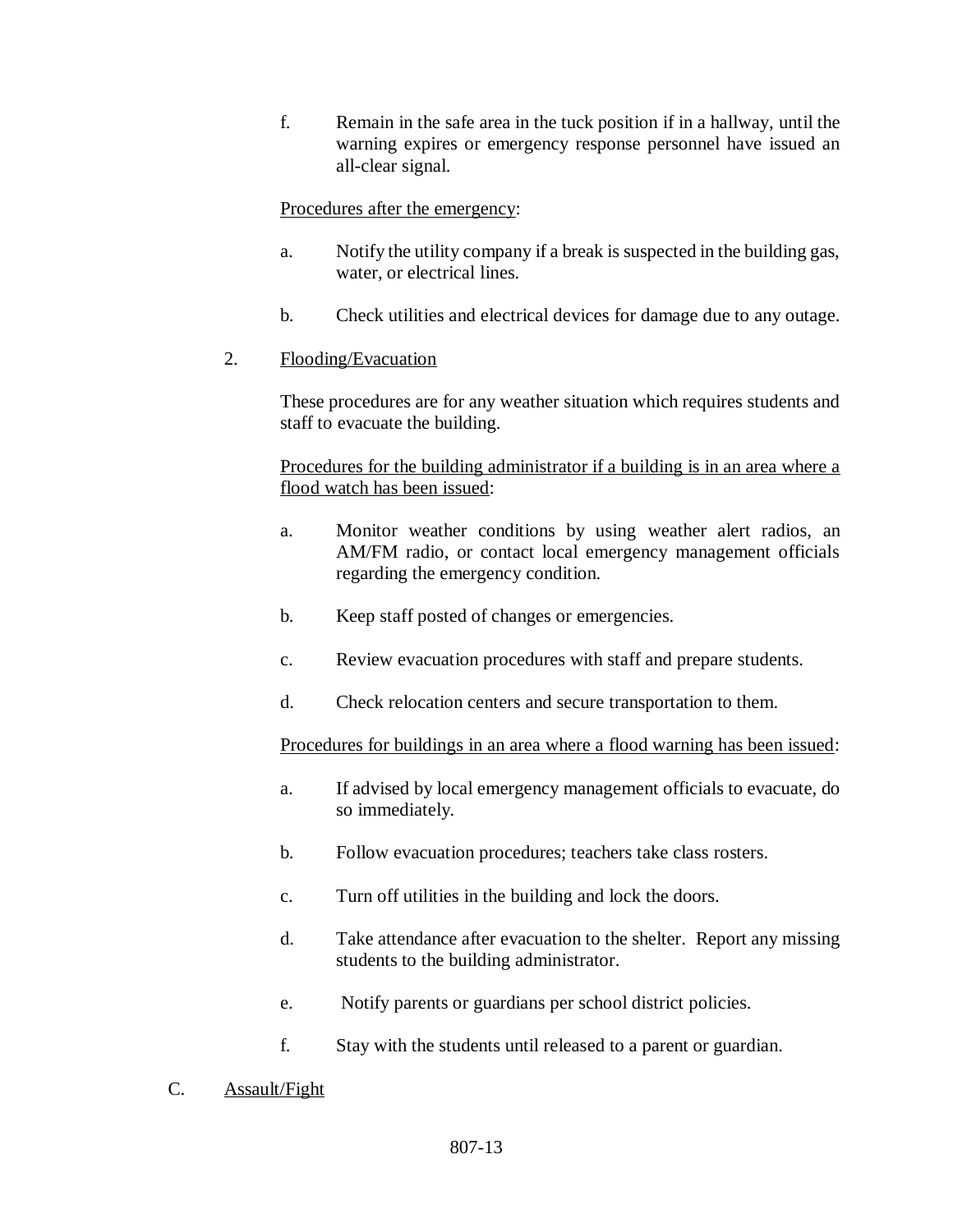f. Remain in the safe area in the tuck position if in a hallway, until the warning expires or emergency response personnel have issued an all-clear signal.

Procedures after the emergency:

a. Notify the utility company if a break is suspected in the building gas, water, or electrical lines.

b. Check utilities and electrical devices for damage due to any outage.

2. Flooding/Evacuation

These procedures are for any weather situation which requires students and staff to evacuate the building.

Procedures for the building administrator if a building is in an area where a flood watch has been issued:

a. Monitor weather conditions by using weather alert radios, an AM/FM radio, or contact local emergency management officials regarding the emergency condition.

b. Keep staff posted of changes or emergencies.

c. Review evacuation procedures with staff and prepare students.

d. Check relocation centers and secure transportation to them.

Procedures for buildings in an area where a flood warning has been issued:

a. If advised by local emergency management officials to evacuate, do so immediately.

b. Follow evacuation procedures; teachers take class rosters.

c. Turn off utilities in the building and lock the doors.

d. Take attendance after evacuation to the shelter. Report any missing students to the building administrator.

e. Notify parents or guardians per school district policies.

f. Stay with the students until released to a parent or guardian.

C. Assault/Fight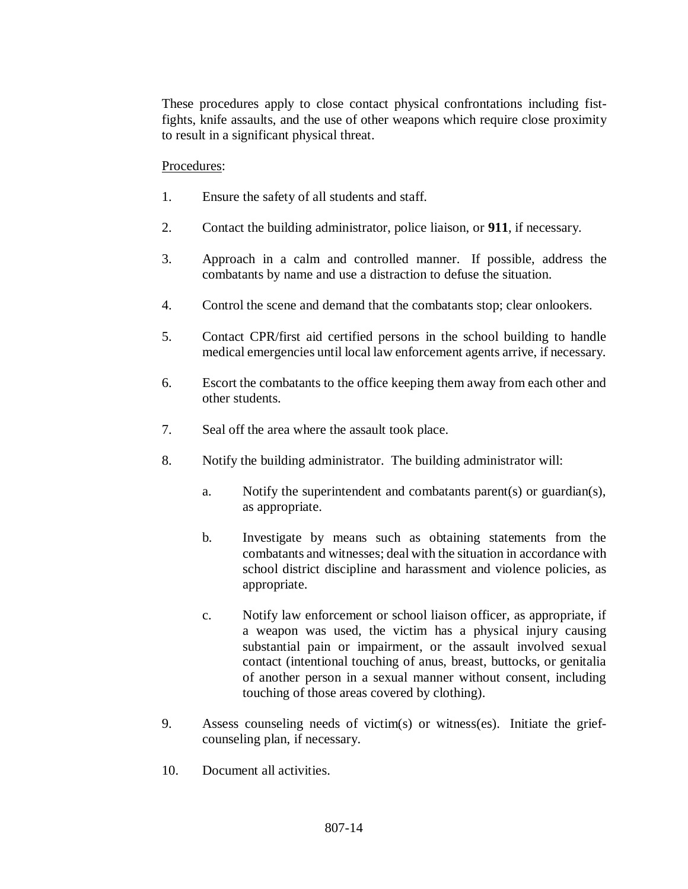These procedures apply to close contact physical confrontations including fist-fights, knife assaults, and the use of other weapons which require close proximity to result in a significant physical threat.

Procedures:

1. Ensure the safety of all students and staff.

2. Contact the building administrator, police liaison, or **911**, if necessary.

3. Approach in a calm and controlled manner. If possible, address the combatants by name and use a distraction to defuse the situation.

4. Control the scene and demand that the combatants stop; clear onlookers.

5. Contact CPR/first aid certified persons in the school building to handle medical emergencies until local law enforcement agents arrive, if necessary.

6. Escort the combatants to the office keeping them away from each other and other students.

7. Seal off the area where the assault took place.

8. Notify the building administrator. The building administrator will:

   a. Notify the superintendent and combatants parent(s) or guardian(s), as appropriate.

   b. Investigate by means such as obtaining statements from the combatants and witnesses; deal with the situation in accordance with school district discipline and harassment and violence policies, as appropriate.

   c. Notify law enforcement or school liaison officer, as appropriate, if a weapon was used, the victim has a physical injury causing substantial pain or impairment, or the assault involved sexual contact (intentional touching of anus, breast, buttocks, or genitalia of another person in a sexual manner without consent, including touching of those areas covered by clothing).

9. Assess counseling needs of victim(s) or witness(es). Initiate the grief-counseling plan, if necessary.

10. Document all activities.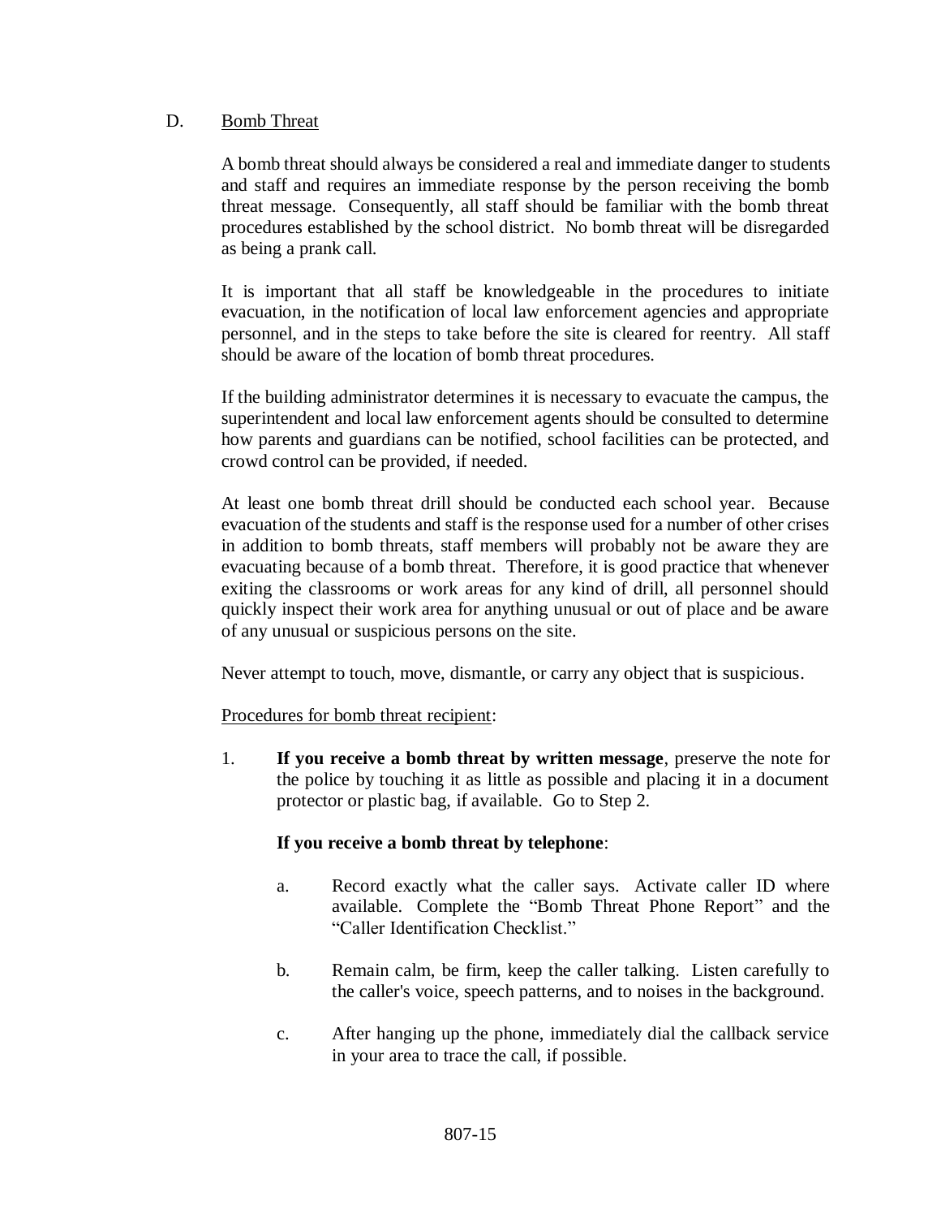## D. Bomb Threat

A bomb threat should always be considered a real and immediate danger to students and staff and requires an immediate response by the person receiving the bomb threat message. Consequently, all staff should be familiar with the bomb threat procedures established by the school district. No bomb threat will be disregarded as being a prank call.

It is important that all staff be knowledgeable in the procedures to initiate evacuation, in the notification of local law enforcement agencies and appropriate personnel, and in the steps to take before the site is cleared for reentry. All staff should be aware of the location of bomb threat procedures.

If the building administrator determines it is necessary to evacuate the campus, the superintendent and local law enforcement agents should be consulted to determine how parents and guardians can be notified, school facilities can be protected, and crowd control can be provided, if needed.

At least one bomb threat drill should be conducted each school year. Because evacuation of the students and staff is the response used for a number of other crises in addition to bomb threats, staff members will probably not be aware they are evacuating because of a bomb threat. Therefore, it is good practice that whenever exiting the classrooms or work areas for any kind of drill, all personnel should quickly inspect their work area for anything unusual or out of place and be aware of any unusual or suspicious persons on the site.

Never attempt to touch, move, dismantle, or carry any object that is suspicious.

Procedures for bomb threat recipient:

1. **If you receive a bomb threat by written message**, preserve the note for the police by touching it as little as possible and placing it in a document protector or plastic bag, if available. Go to Step 2.

   **If you receive a bomb threat by telephone**:

   a. Record exactly what the caller says. Activate caller ID where available. Complete the "Bomb Threat Phone Report" and the "Caller Identification Checklist."

   b. Remain calm, be firm, keep the caller talking. Listen carefully to the caller's voice, speech patterns, and to noises in the background.

   c. After hanging up the phone, immediately dial the callback service in your area to trace the call, if possible.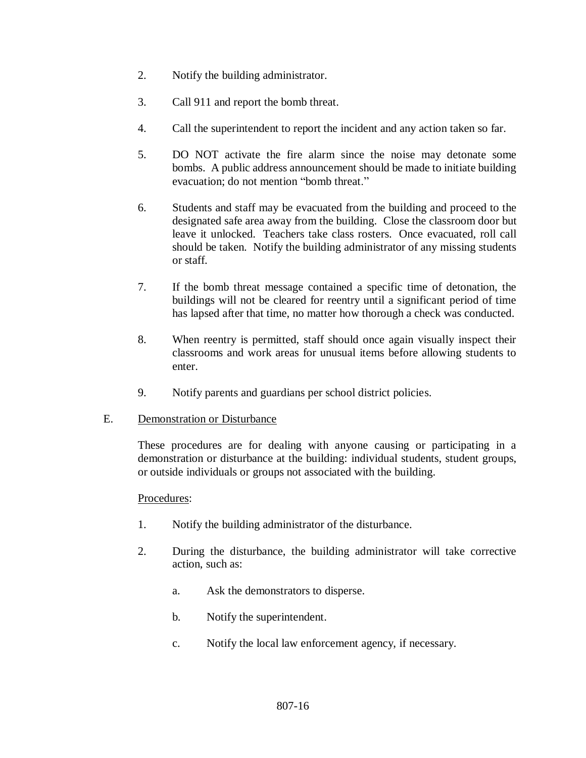2. Notify the building administrator.

3. Call 911 and report the bomb threat.

4. Call the superintendent to report the incident and any action taken so far.

5. DO NOT activate the fire alarm since the noise may detonate some bombs. A public address announcement should be made to initiate building evacuation; do not mention "bomb threat."

6. Students and staff may be evacuated from the building and proceed to the designated safe area away from the building. Close the classroom door but leave it unlocked. Teachers take class rosters. Once evacuated, roll call should be taken. Notify the building administrator of any missing students or staff.

7. If the bomb threat message contained a specific time of detonation, the buildings will not be cleared for reentry until a significant period of time has lapsed after that time, no matter how thorough a check was conducted.

8. When reentry is permitted, staff should once again visually inspect their classrooms and work areas for unusual items before allowing students to enter.

9. Notify parents and guardians per school district policies.

E. <u>Demonstration or Disturbance</u>

These procedures are for dealing with anyone causing or participating in a demonstration or disturbance at the building: individual students, student groups, or outside individuals or groups not associated with the building.

<u>Procedures</u>:

1. Notify the building administrator of the disturbance.

2. During the disturbance, the building administrator will take corrective action, such as:

   a. Ask the demonstrators to disperse.

   b. Notify the superintendent.

   c. Notify the local law enforcement agency, if necessary.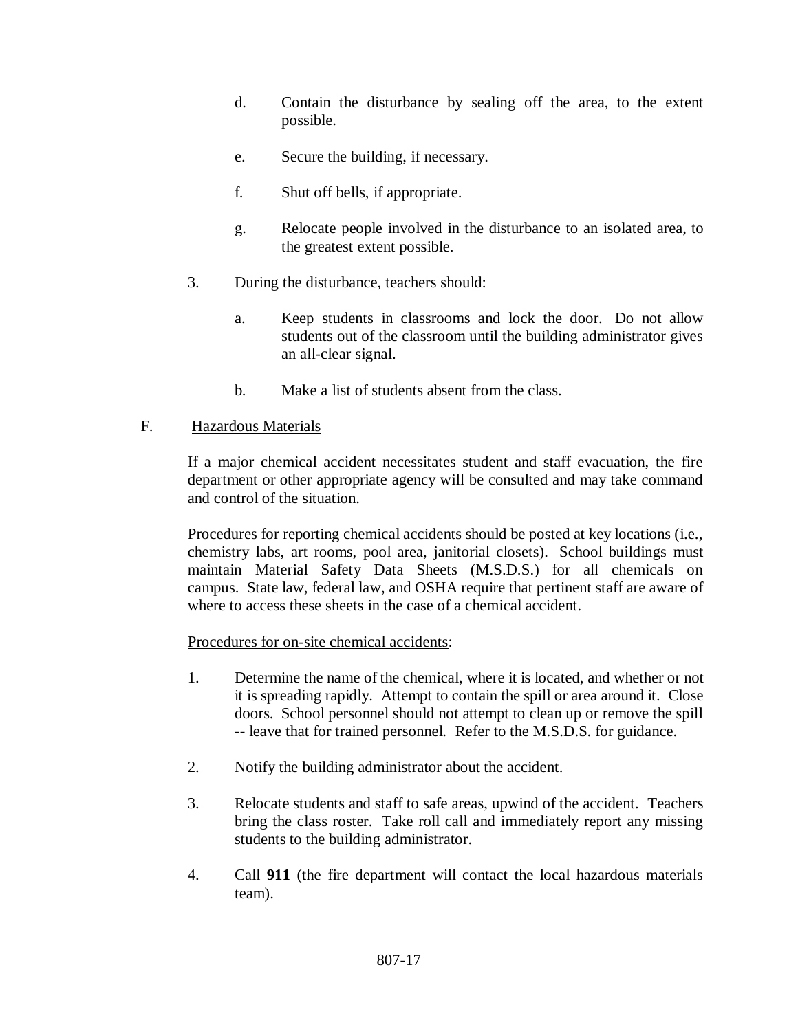d. Contain the disturbance by sealing off the area, to the extent possible.

e. Secure the building, if necessary.

f. Shut off bells, if appropriate.

g. Relocate people involved in the disturbance to an isolated area, to the greatest extent possible.

3. During the disturbance, teachers should:

   a. Keep students in classrooms and lock the door. Do not allow students out of the classroom until the building administrator gives an all-clear signal.

   b. Make a list of students absent from the class.

F. <u>Hazardous Materials</u>

If a major chemical accident necessitates student and staff evacuation, the fire department or other appropriate agency will be consulted and may take command and control of the situation.

Procedures for reporting chemical accidents should be posted at key locations (i.e., chemistry labs, art rooms, pool area, janitorial closets). School buildings must maintain Material Safety Data Sheets (M.S.D.S.) for all chemicals on campus. State law, federal law, and OSHA require that pertinent staff are aware of where to access these sheets in the case of a chemical accident.

<u>Procedures for on-site chemical accidents</u>:

1. Determine the name of the chemical, where it is located, and whether or not it is spreading rapidly. Attempt to contain the spill or area around it. Close doors. School personnel should not attempt to clean up or remove the spill -- leave that for trained personnel. Refer to the M.S.D.S. for guidance.

2. Notify the building administrator about the accident.

3. Relocate students and staff to safe areas, upwind of the accident. Teachers bring the class roster. Take roll call and immediately report any missing students to the building administrator.

4. Call **911** (the fire department will contact the local hazardous materials team).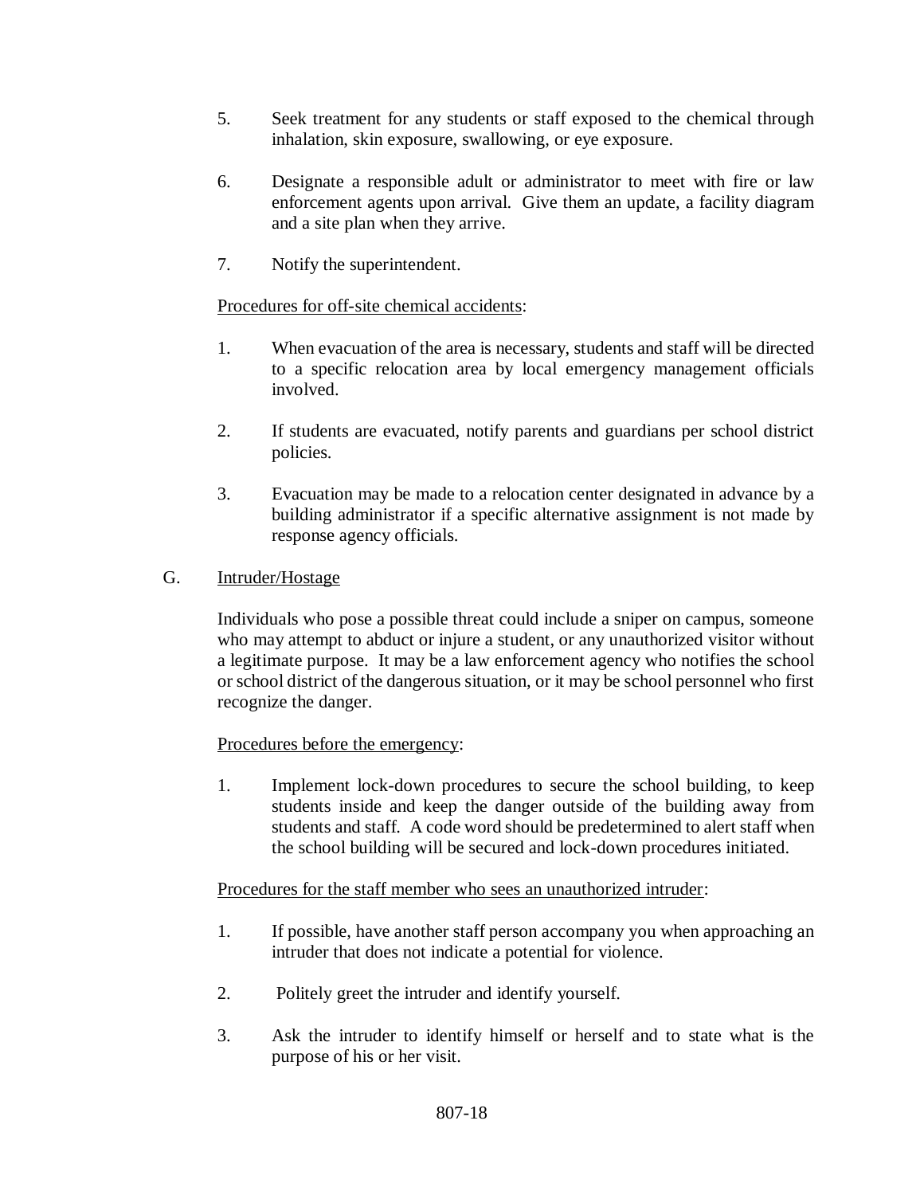5. Seek treatment for any students or staff exposed to the chemical through inhalation, skin exposure, swallowing, or eye exposure.

6. Designate a responsible adult or administrator to meet with fire or law enforcement agents upon arrival. Give them an update, a facility diagram and a site plan when they arrive.

7. Notify the superintendent.

Procedures for off-site chemical accidents:

1. When evacuation of the area is necessary, students and staff will be directed to a specific relocation area by local emergency management officials involved.

2. If students are evacuated, notify parents and guardians per school district policies.

3. Evacuation may be made to a relocation center designated in advance by a building administrator if a specific alternative assignment is not made by response agency officials.

G. Intruder/Hostage

Individuals who pose a possible threat could include a sniper on campus, someone who may attempt to abduct or injure a student, or any unauthorized visitor without a legitimate purpose. It may be a law enforcement agency who notifies the school or school district of the dangerous situation, or it may be school personnel who first recognize the danger.

Procedures before the emergency:

1. Implement lock-down procedures to secure the school building, to keep students inside and keep the danger outside of the building away from students and staff. A code word should be predetermined to alert staff when the school building will be secured and lock-down procedures initiated.

Procedures for the staff member who sees an unauthorized intruder:

1. If possible, have another staff person accompany you when approaching an intruder that does not indicate a potential for violence.

2. Politely greet the intruder and identify yourself.

3. Ask the intruder to identify himself or herself and to state what is the purpose of his or her visit.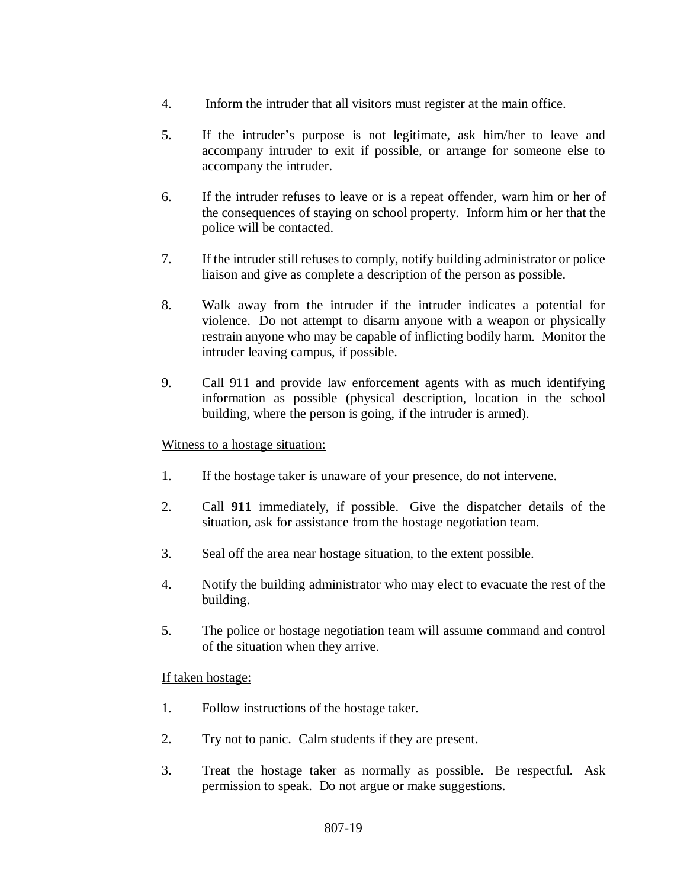4. Inform the intruder that all visitors must register at the main office.

5. If the intruder's purpose is not legitimate, ask him/her to leave and accompany intruder to exit if possible, or arrange for someone else to accompany the intruder.

6. If the intruder refuses to leave or is a repeat offender, warn him or her of the consequences of staying on school property. Inform him or her that the police will be contacted.

7. If the intruder still refuses to comply, notify building administrator or police liaison and give as complete a description of the person as possible.

8. Walk away from the intruder if the intruder indicates a potential for violence. Do not attempt to disarm anyone with a weapon or physically restrain anyone who may be capable of inflicting bodily harm. Monitor the intruder leaving campus, if possible.

9. Call 911 and provide law enforcement agents with as much identifying information as possible (physical description, location in the school building, where the person is going, if the intruder is armed).

<u>Witness to a hostage situation:</u>

1. If the hostage taker is unaware of your presence, do not intervene.

2. Call **911** immediately, if possible. Give the dispatcher details of the situation, ask for assistance from the hostage negotiation team.

3. Seal off the area near hostage situation, to the extent possible.

4. Notify the building administrator who may elect to evacuate the rest of the building.

5. The police or hostage negotiation team will assume command and control of the situation when they arrive.

<u>If taken hostage:</u>

1. Follow instructions of the hostage taker.

2. Try not to panic. Calm students if they are present.

3. Treat the hostage taker as normally as possible. Be respectful. Ask permission to speak. Do not argue or make suggestions.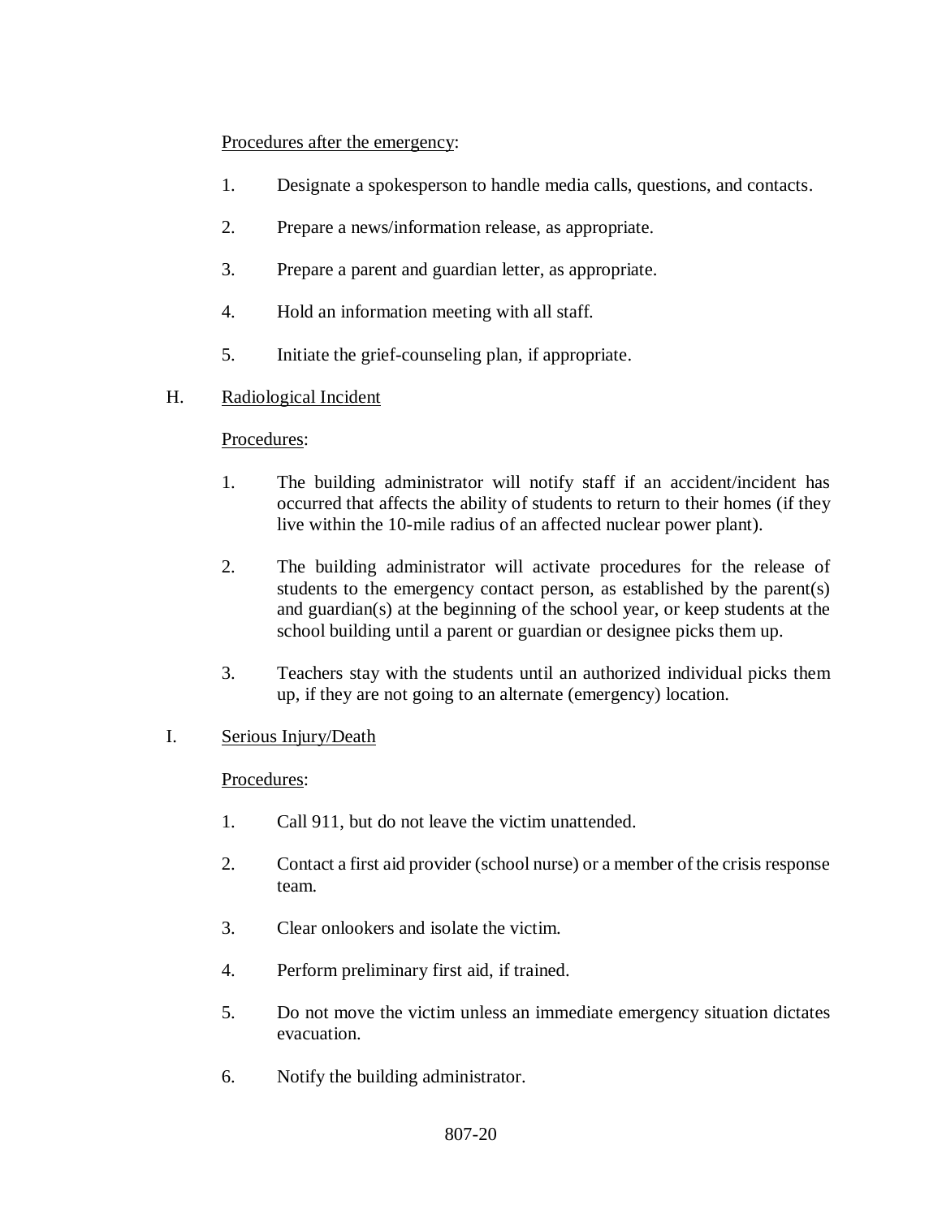<u>Procedures after the emergency</u>:

1. Designate a spokesperson to handle media calls, questions, and contacts.

2. Prepare a news/information release, as appropriate.

3. Prepare a parent and guardian letter, as appropriate.

4. Hold an information meeting with all staff.

5. Initiate the grief-counseling plan, if appropriate.

H. <u>Radiological Incident</u>

<u>Procedures</u>:

1. The building administrator will notify staff if an accident/incident has occurred that affects the ability of students to return to their homes (if they live within the 10-mile radius of an affected nuclear power plant).

2. The building administrator will activate procedures for the release of students to the emergency contact person, as established by the parent(s) and guardian(s) at the beginning of the school year, or keep students at the school building until a parent or guardian or designee picks them up.

3. Teachers stay with the students until an authorized individual picks them up, if they are not going to an alternate (emergency) location.

I. <u>Serious Injury/Death</u>

<u>Procedures</u>:

1. Call 911, but do not leave the victim unattended.

2. Contact a first aid provider (school nurse) or a member of the crisis response team.

3. Clear onlookers and isolate the victim.

4. Perform preliminary first aid, if trained.

5. Do not move the victim unless an immediate emergency situation dictates evacuation.

6. Notify the building administrator.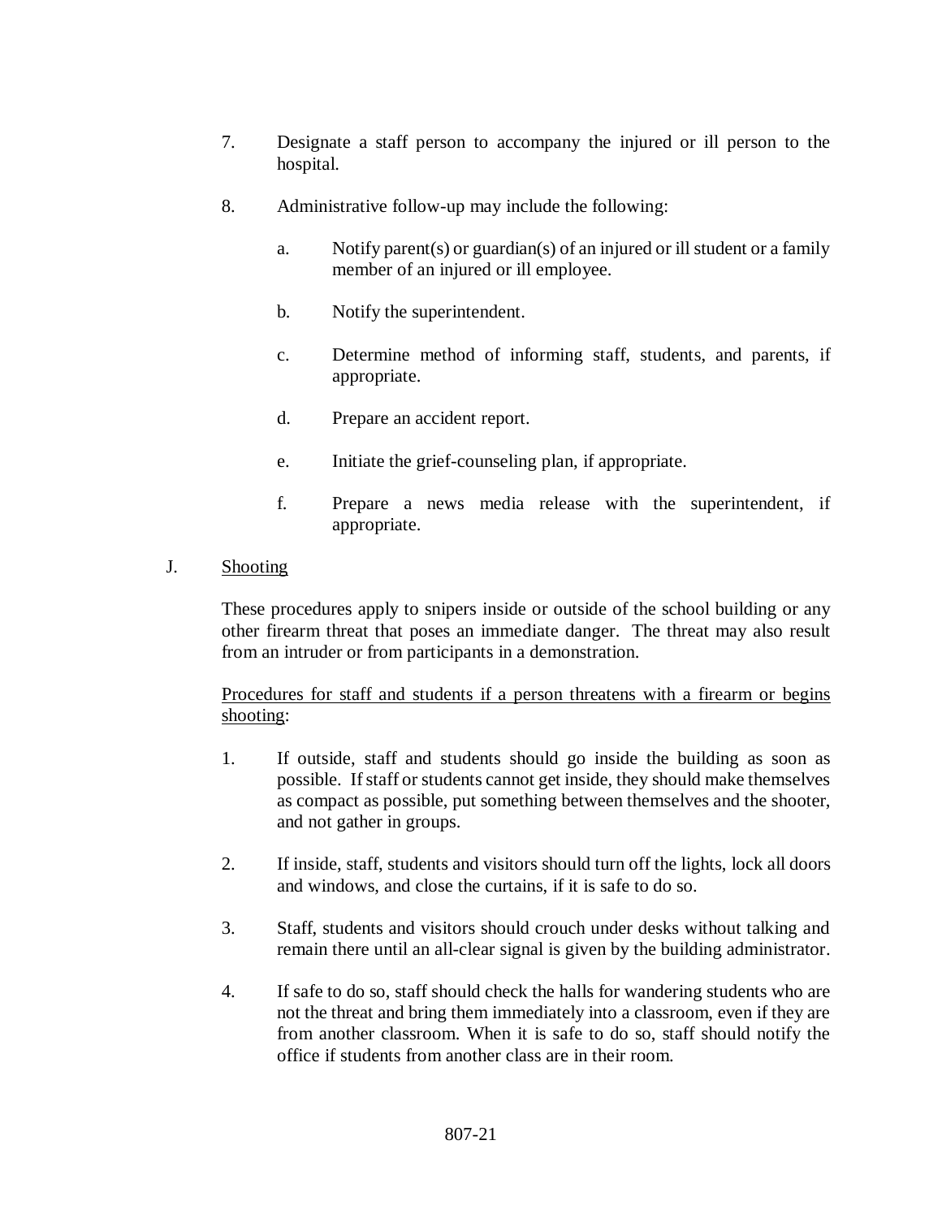7. Designate a staff person to accompany the injured or ill person to the hospital.

8. Administrative follow-up may include the following:

   a. Notify parent(s) or guardian(s) of an injured or ill student or a family member of an injured or ill employee.

   b. Notify the superintendent.

   c. Determine method of informing staff, students, and parents, if appropriate.

   d. Prepare an accident report.

   e. Initiate the grief-counseling plan, if appropriate.

   f. Prepare a news media release with the superintendent, if appropriate.

J. Shooting

These procedures apply to snipers inside or outside of the school building or any other firearm threat that poses an immediate danger. The threat may also result from an intruder or from participants in a demonstration.

Procedures for staff and students if a person threatens with a firearm or begins shooting:

1. If outside, staff and students should go inside the building as soon as possible. If staff or students cannot get inside, they should make themselves as compact as possible, put something between themselves and the shooter, and not gather in groups.

2. If inside, staff, students and visitors should turn off the lights, lock all doors and windows, and close the curtains, if it is safe to do so.

3. Staff, students and visitors should crouch under desks without talking and remain there until an all-clear signal is given by the building administrator.

4. If safe to do so, staff should check the halls for wandering students who are not the threat and bring them immediately into a classroom, even if they are from another classroom. When it is safe to do so, staff should notify the office if students from another class are in their room.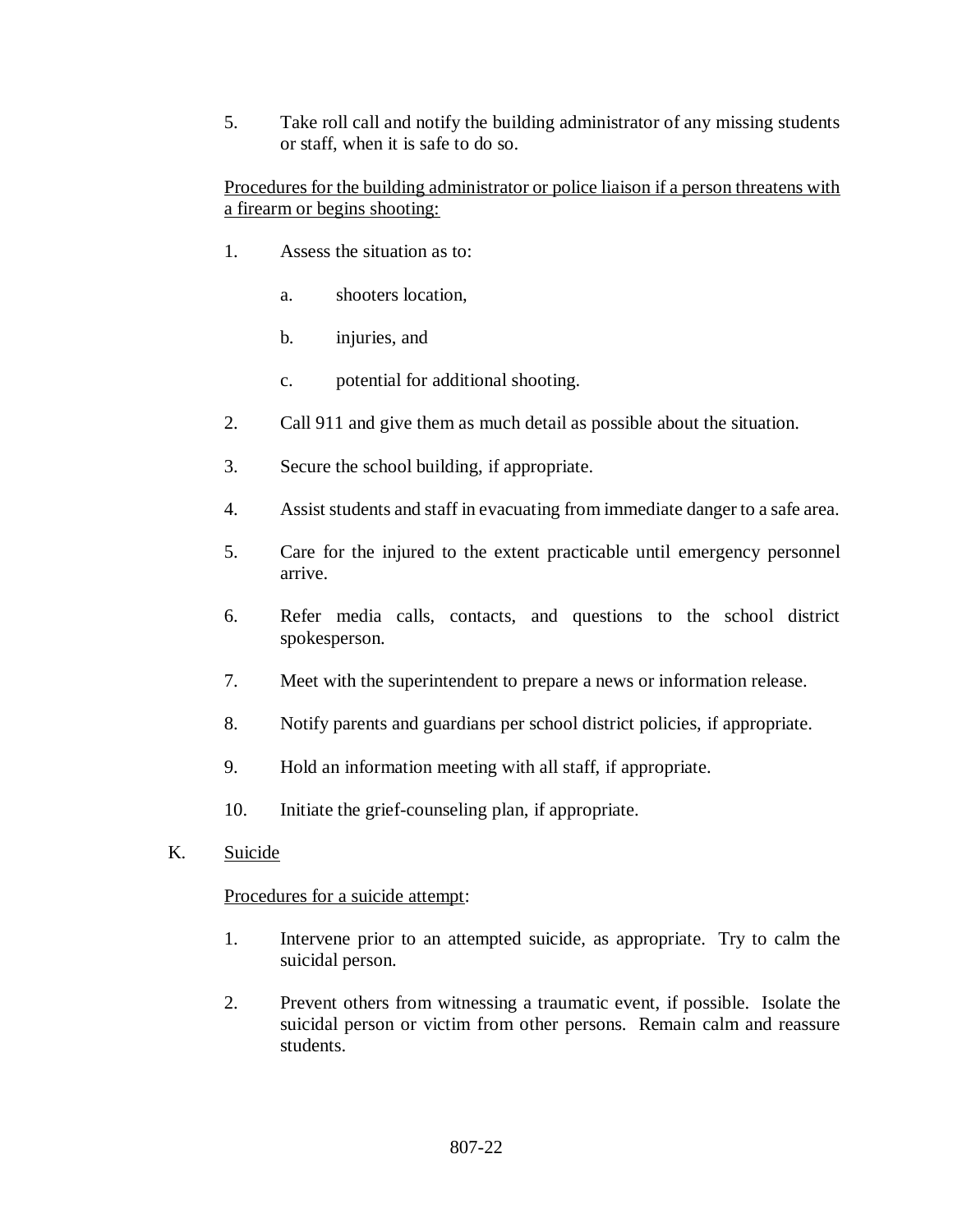5. Take roll call and notify the building administrator of any missing students or staff, when it is safe to do so.

Procedures for the building administrator or police liaison if a person threatens with a firearm or begins shooting:

1. Assess the situation as to:

   a. shooters location,

   b. injuries, and

   c. potential for additional shooting.

2. Call 911 and give them as much detail as possible about the situation.

3. Secure the school building, if appropriate.

4. Assist students and staff in evacuating from immediate danger to a safe area.

5. Care for the injured to the extent practicable until emergency personnel arrive.

6. Refer media calls, contacts, and questions to the school district spokesperson.

7. Meet with the superintendent to prepare a news or information release.

8. Notify parents and guardians per school district policies, if appropriate.

9. Hold an information meeting with all staff, if appropriate.

10. Initiate the grief-counseling plan, if appropriate.

K. Suicide

Procedures for a suicide attempt:

1. Intervene prior to an attempted suicide, as appropriate. Try to calm the suicidal person.

2. Prevent others from witnessing a traumatic event, if possible. Isolate the suicidal person or victim from other persons. Remain calm and reassure students.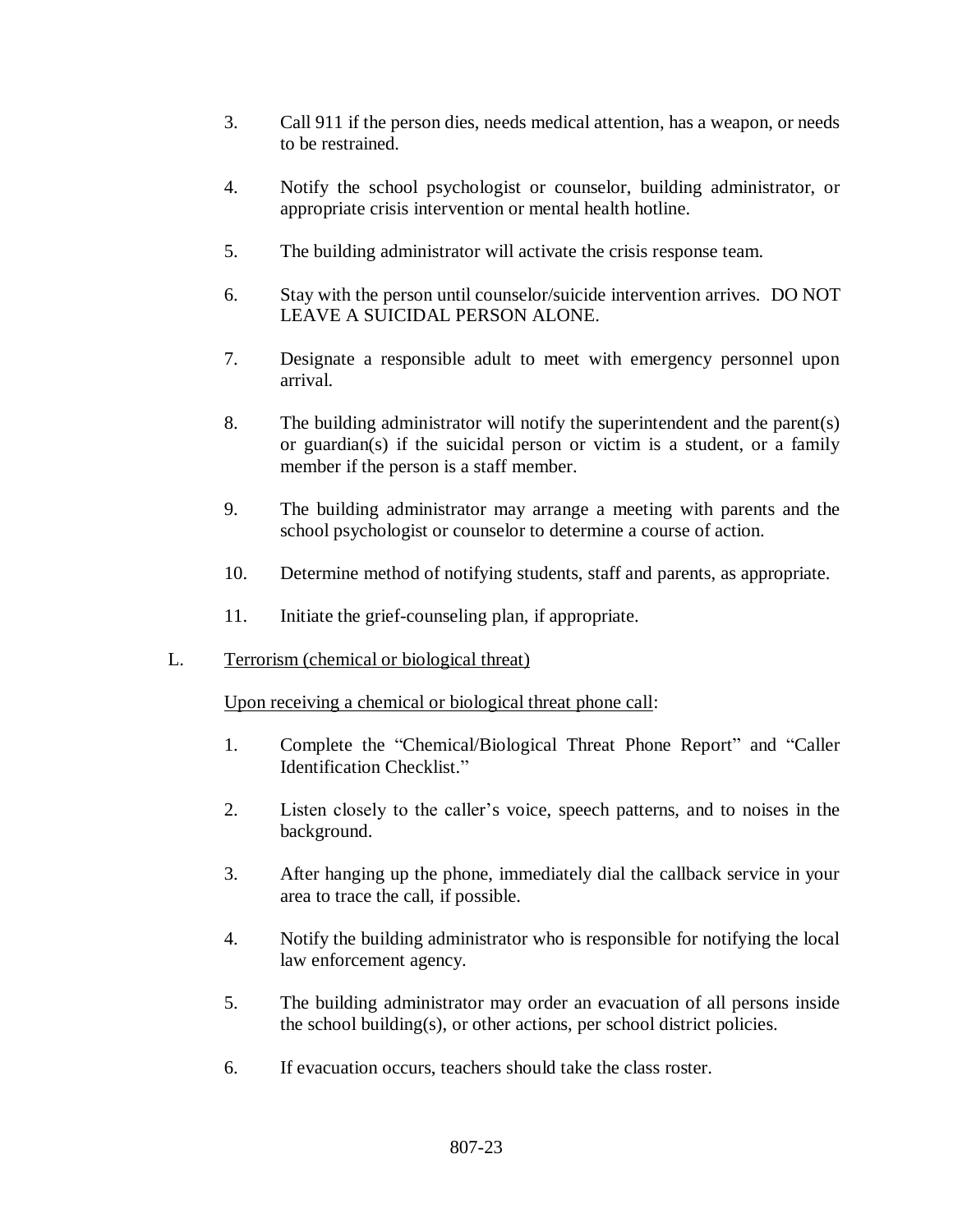3. Call 911 if the person dies, needs medical attention, has a weapon, or needs to be restrained.

4. Notify the school psychologist or counselor, building administrator, or appropriate crisis intervention or mental health hotline.

5. The building administrator will activate the crisis response team.

6. Stay with the person until counselor/suicide intervention arrives. DO NOT LEAVE A SUICIDAL PERSON ALONE.

7. Designate a responsible adult to meet with emergency personnel upon arrival.

8. The building administrator will notify the superintendent and the parent(s) or guardian(s) if the suicidal person or victim is a student, or a family member if the person is a staff member.

9. The building administrator may arrange a meeting with parents and the school psychologist or counselor to determine a course of action.

10. Determine method of notifying students, staff and parents, as appropriate.

11. Initiate the grief-counseling plan, if appropriate.

L. <u>Terrorism (chemical or biological threat)</u>

<u>Upon receiving a chemical or biological threat phone call</u>:

1. Complete the "Chemical/Biological Threat Phone Report" and "Caller Identification Checklist."

2. Listen closely to the caller's voice, speech patterns, and to noises in the background.

3. After hanging up the phone, immediately dial the callback service in your area to trace the call, if possible.

4. Notify the building administrator who is responsible for notifying the local law enforcement agency.

5. The building administrator may order an evacuation of all persons inside the school building(s), or other actions, per school district policies.

6. If evacuation occurs, teachers should take the class roster.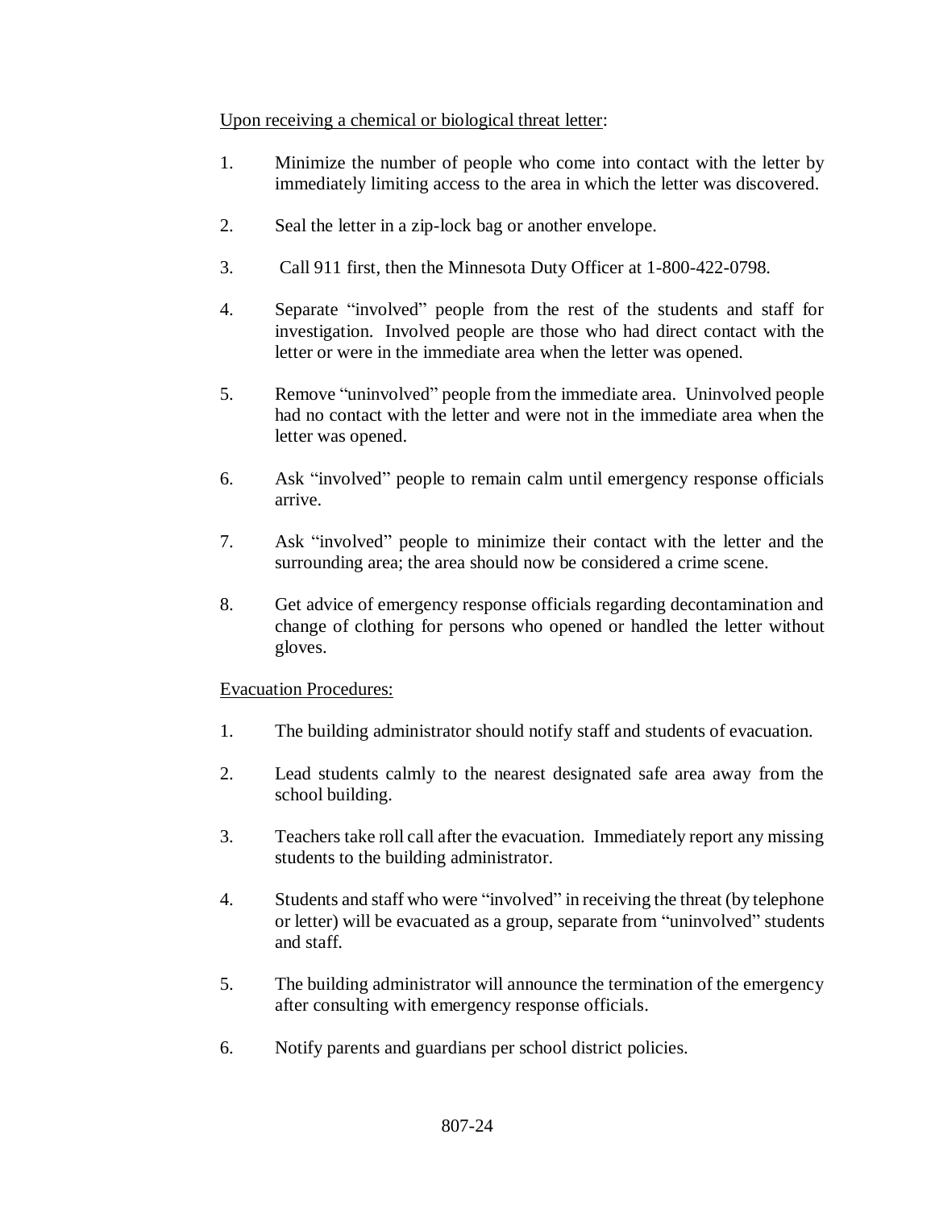Upon receiving a chemical or biological threat letter:

1. Minimize the number of people who come into contact with the letter by immediately limiting access to the area in which the letter was discovered.

2. Seal the letter in a zip-lock bag or another envelope.

3. Call 911 first, then the Minnesota Duty Officer at 1-800-422-0798.

4. Separate "involved" people from the rest of the students and staff for investigation. Involved people are those who had direct contact with the letter or were in the immediate area when the letter was opened.

5. Remove "uninvolved" people from the immediate area. Uninvolved people had no contact with the letter and were not in the immediate area when the letter was opened.

6. Ask "involved" people to remain calm until emergency response officials arrive.

7. Ask "involved" people to minimize their contact with the letter and the surrounding area; the area should now be considered a crime scene.

8. Get advice of emergency response officials regarding decontamination and change of clothing for persons who opened or handled the letter without gloves.

Evacuation Procedures:

1. The building administrator should notify staff and students of evacuation.

2. Lead students calmly to the nearest designated safe area away from the school building.

3. Teachers take roll call after the evacuation. Immediately report any missing students to the building administrator.

4. Students and staff who were "involved" in receiving the threat (by telephone or letter) will be evacuated as a group, separate from "uninvolved" students and staff.

5. The building administrator will announce the termination of the emergency after consulting with emergency response officials.

6. Notify parents and guardians per school district policies.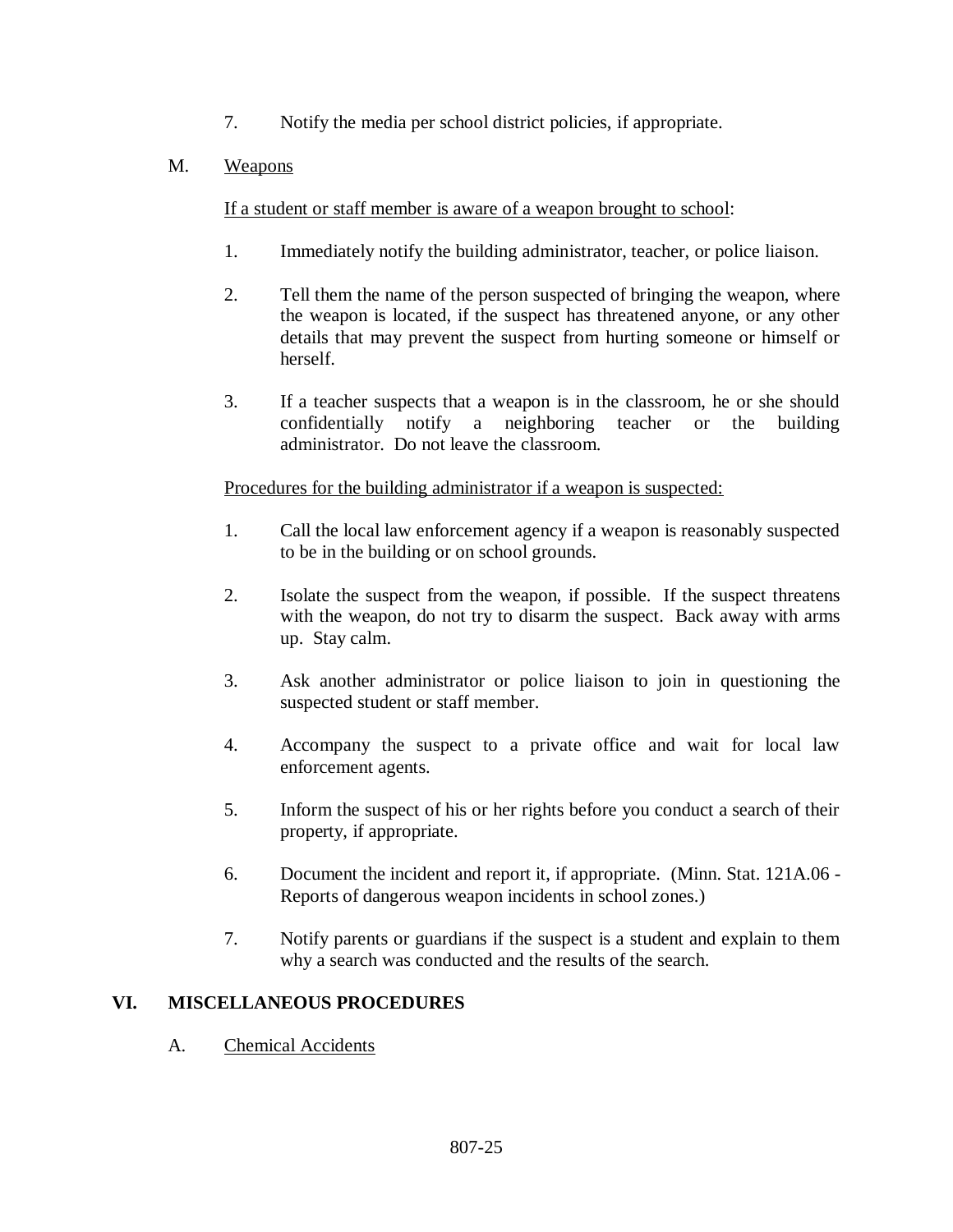7. Notify the media per school district policies, if appropriate.

M. Weapons

If a student or staff member is aware of a weapon brought to school:

1. Immediately notify the building administrator, teacher, or police liaison.

2. Tell them the name of the person suspected of bringing the weapon, where the weapon is located, if the suspect has threatened anyone, or any other details that may prevent the suspect from hurting someone or himself or herself.

3. If a teacher suspects that a weapon is in the classroom, he or she should confidentially notify a neighboring teacher or the building administrator. Do not leave the classroom.

Procedures for the building administrator if a weapon is suspected:

1. Call the local law enforcement agency if a weapon is reasonably suspected to be in the building or on school grounds.

2. Isolate the suspect from the weapon, if possible. If the suspect threatens with the weapon, do not try to disarm the suspect. Back away with arms up. Stay calm.

3. Ask another administrator or police liaison to join in questioning the suspected student or staff member.

4. Accompany the suspect to a private office and wait for local law enforcement agents.

5. Inform the suspect of his or her rights before you conduct a search of their property, if appropriate.

6. Document the incident and report it, if appropriate. (Minn. Stat. 121A.06 - Reports of dangerous weapon incidents in school zones.)

7. Notify parents or guardians if the suspect is a student and explain to them why a search was conducted and the results of the search.

## VI. MISCELLANEOUS PROCEDURES

A. Chemical Accidents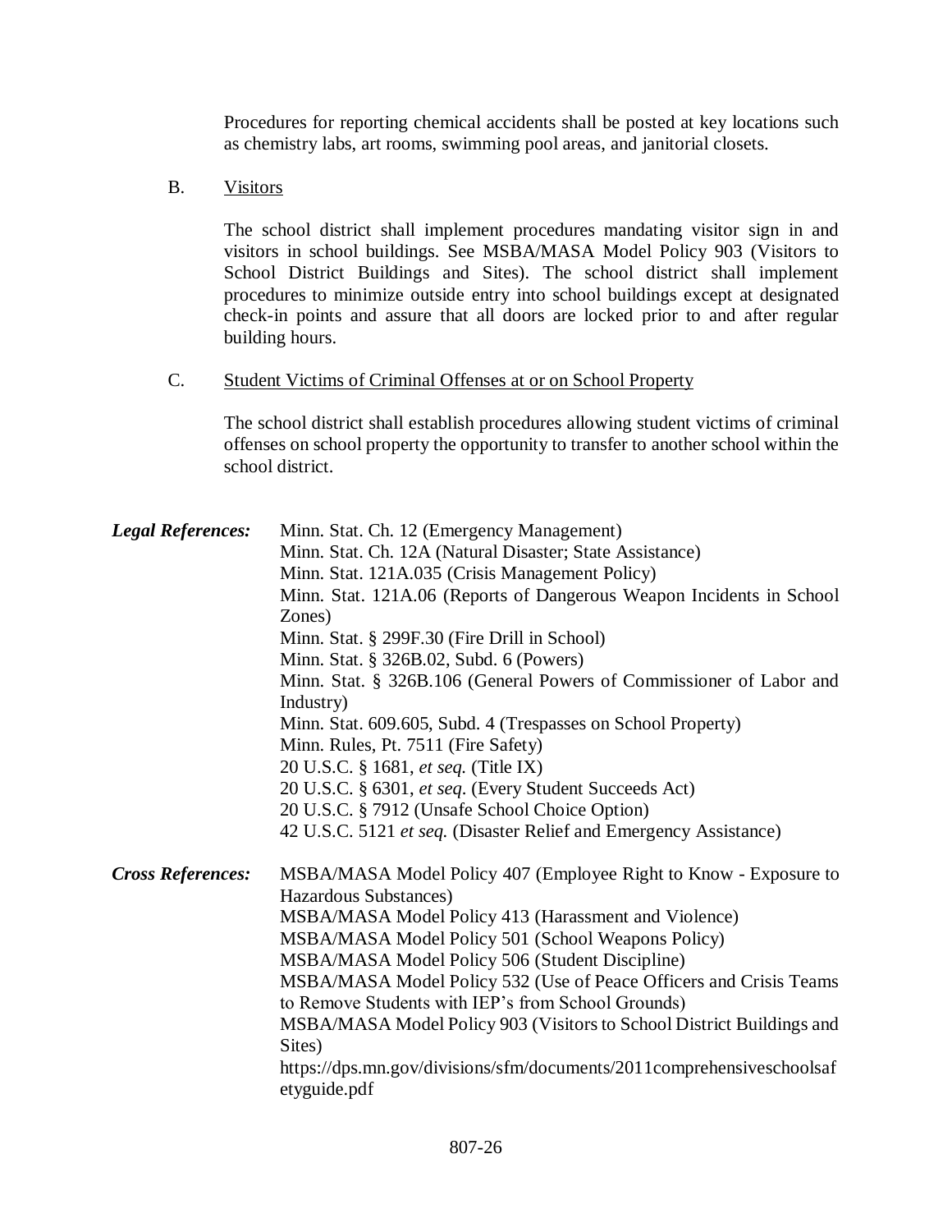Procedures for reporting chemical accidents shall be posted at key locations such as chemistry labs, art rooms, swimming pool areas, and janitorial closets.

B. Visitors

The school district shall implement procedures mandating visitor sign in and visitors in school buildings. See MSBA/MASA Model Policy 903 (Visitors to School District Buildings and Sites). The school district shall implement procedures to minimize outside entry into school buildings except at designated check-in points and assure that all doors are locked prior to and after regular building hours.

C. Student Victims of Criminal Offenses at or on School Property

The school district shall establish procedures allowing student victims of criminal offenses on school property the opportunity to transfer to another school within the school district.

***Legal References:***

Minn. Stat. Ch. 12 (Emergency Management)
Minn. Stat. Ch. 12A (Natural Disaster; State Assistance)
Minn. Stat. 121A.035 (Crisis Management Policy)
Minn. Stat. 121A.06 (Reports of Dangerous Weapon Incidents in School Zones)
Minn. Stat. § 299F.30 (Fire Drill in School)
Minn. Stat. § 326B.02, Subd. 6 (Powers)
Minn. Stat. § 326B.106 (General Powers of Commissioner of Labor and Industry)
Minn. Stat. 609.605, Subd. 4 (Trespasses on School Property)
Minn. Rules, Pt. 7511 (Fire Safety)
20 U.S.C. § 1681, *et seq.* (Title IX)
20 U.S.C. § 6301, *et seq.* (Every Student Succeeds Act)
20 U.S.C. § 7912 (Unsafe School Choice Option)
42 U.S.C. 5121 *et seq.* (Disaster Relief and Emergency Assistance)

***Cross References:***

MSBA/MASA Model Policy 407 (Employee Right to Know - Exposure to Hazardous Substances)
MSBA/MASA Model Policy 413 (Harassment and Violence)
MSBA/MASA Model Policy 501 (School Weapons Policy)
MSBA/MASA Model Policy 506 (Student Discipline)
MSBA/MASA Model Policy 532 (Use of Peace Officers and Crisis Teams to Remove Students with IEP's from School Grounds)
MSBA/MASA Model Policy 903 (Visitors to School District Buildings and Sites)
https://dps.mn.gov/divisions/sfm/documents/2011comprehensiveschoolsafetyguide.pdf